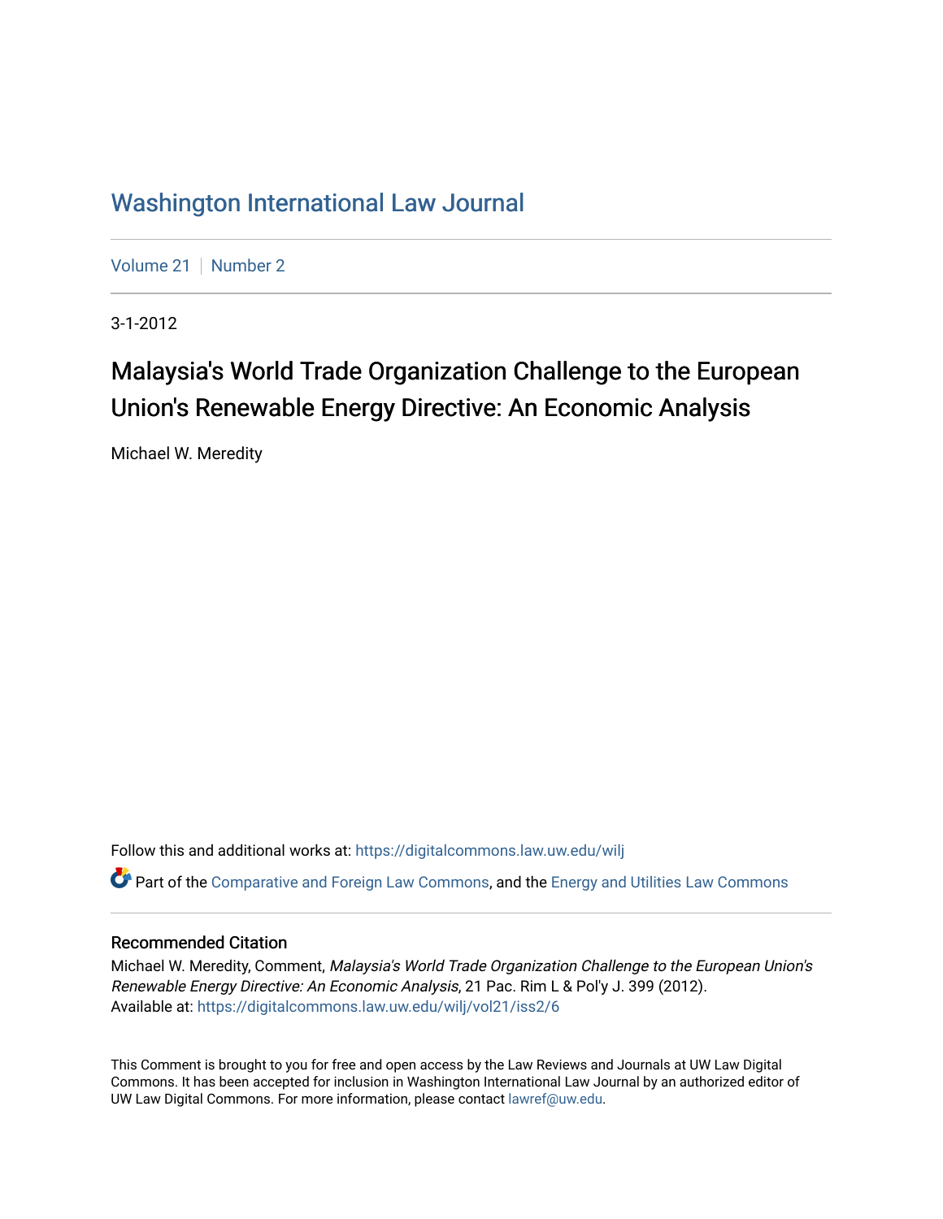# Washington International Law Journal

Volume 21 | Number 2

3-1-2012

## Malaysia's World Trade Organization Challenge to the European Union's Renewable Energy Directive: An Economic Analysis

Michael W. Meredity

Follow this and additional works at: https://digitalcommons.law.uw.edu/wilj

Part of the Comparative and Foreign Law Commons, and the Energy and Utilities Law Commons

### Recommended Citation

Michael W. Meredity, Comment, *Malaysia's World Trade Organization Challenge to the European Union's Renewable Energy Directive: An Economic Analysis*, 21 Pac. Rim L & Pol'y J. 399 (2012).
Available at: https://digitalcommons.law.uw.edu/wilj/vol21/iss2/6

This Comment is brought to you for free and open access by the Law Reviews and Journals at UW Law Digital Commons. It has been accepted for inclusion in Washington International Law Journal by an authorized editor of UW Law Digital Commons. For more information, please contact lawref@uw.edu.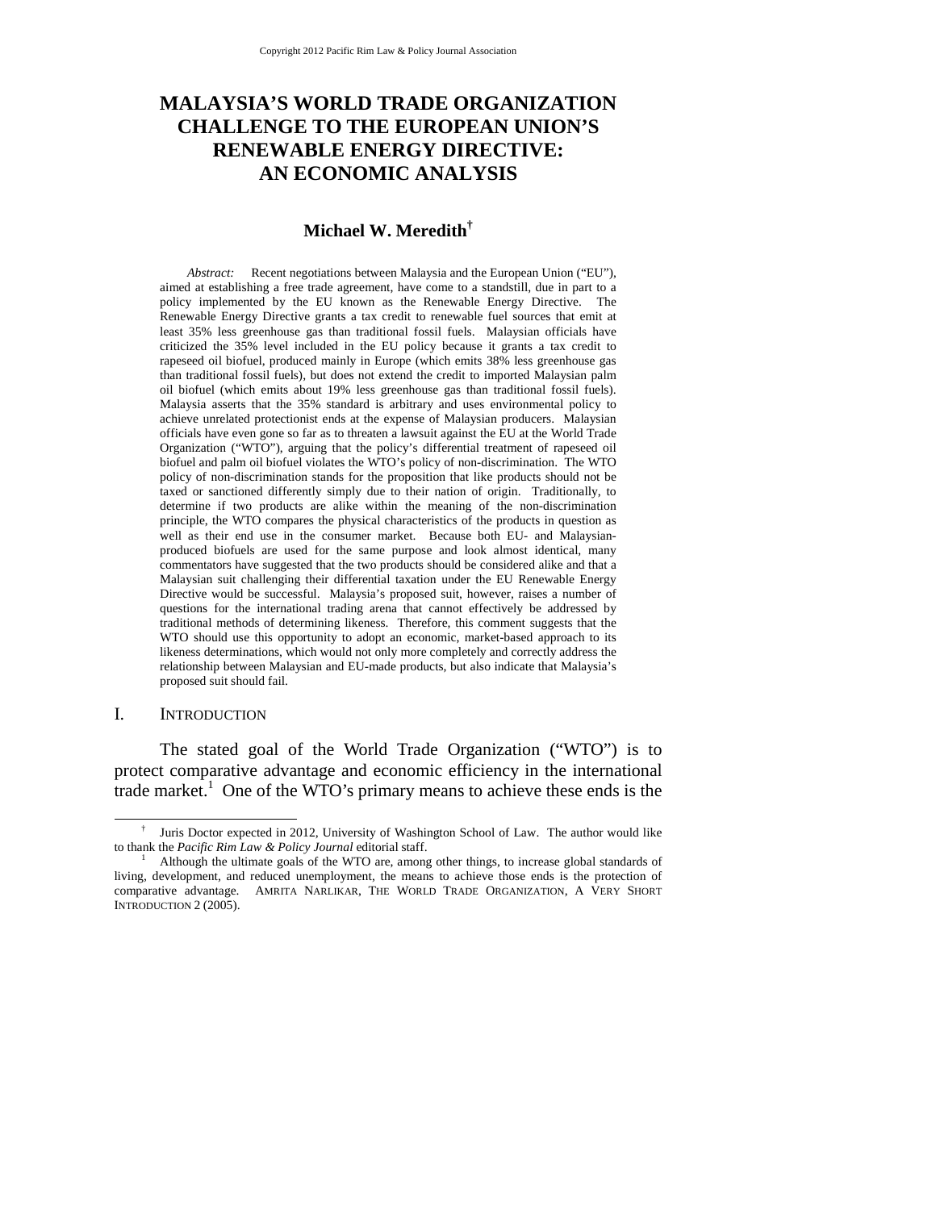# MALAYSIA'S WORLD TRADE ORGANIZATION CHALLENGE TO THE EUROPEAN UNION'S RENEWABLE ENERGY DIRECTIVE: AN ECONOMIC ANALYSIS

**Michael W. Meredith**[†]

*Abstract:* Recent negotiations between Malaysia and the European Union ("EU"), aimed at establishing a free trade agreement, have come to a standstill, due in part to a policy implemented by the EU known as the Renewable Energy Directive. The Renewable Energy Directive grants a tax credit to renewable fuel sources that emit at least 35% less greenhouse gas than traditional fossil fuels. Malaysian officials have criticized the 35% level included in the EU policy because it grants a tax credit to rapeseed oil biofuel, produced mainly in Europe (which emits 38% less greenhouse gas than traditional fossil fuels), but does not extend the credit to imported Malaysian palm oil biofuel (which emits about 19% less greenhouse gas than traditional fossil fuels). Malaysia asserts that the 35% standard is arbitrary and uses environmental policy to achieve unrelated protectionist ends at the expense of Malaysian producers. Malaysian officials have even gone so far as to threaten a lawsuit against the EU at the World Trade Organization ("WTO"), arguing that the policy's differential treatment of rapeseed oil biofuel and palm oil biofuel violates the WTO's policy of non-discrimination. The WTO policy of non-discrimination stands for the proposition that like products should not be taxed or sanctioned differently simply due to their nation of origin. Traditionally, to determine if two products are alike within the meaning of the non-discrimination principle, the WTO compares the physical characteristics of the products in question as well as their end use in the consumer market. Because both EU- and Malaysian-produced biofuels are used for the same purpose and look almost identical, many commentators have suggested that the two products should be considered alike and that a Malaysian suit challenging their differential taxation under the EU Renewable Energy Directive would be successful. Malaysia's proposed suit, however, raises a number of questions for the international trading arena that cannot effectively be addressed by traditional methods of determining likeness. Therefore, this comment suggests that the WTO should use this opportunity to adopt an economic, market-based approach to its likeness determinations, which would not only more completely and correctly address the relationship between Malaysian and EU-made products, but also indicate that Malaysia's proposed suit should fail.

## I. INTRODUCTION

The stated goal of the World Trade Organization ("WTO") is to protect comparative advantage and economic efficiency in the international trade market.[1] One of the WTO's primary means to achieve these ends is the

---

[†] Juris Doctor expected in 2012, University of Washington School of Law. The author would like to thank the *Pacific Rim Law & Policy Journal* editorial staff.

[1] Although the ultimate goals of the WTO are, among other things, to increase global standards of living, development, and reduced unemployment, the means to achieve those ends is the protection of comparative advantage. AMRITA NARLIKAR, THE WORLD TRADE ORGANIZATION, A VERY SHORT INTRODUCTION 2 (2005).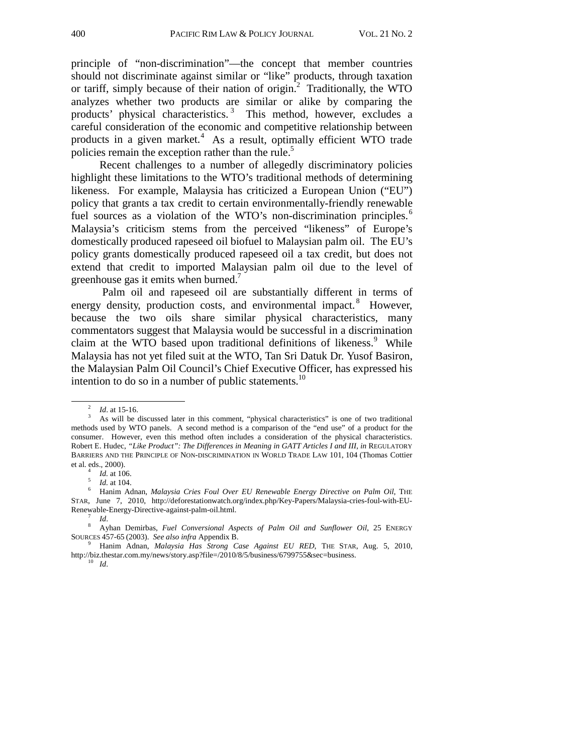principle of "non-discrimination"—the concept that member countries should not discriminate against similar or "like" products, through taxation or tariff, simply because of their nation of origin.[2] Traditionally, the WTO analyzes whether two products are similar or alike by comparing the products' physical characteristics.[3] This method, however, excludes a careful consideration of the economic and competitive relationship between products in a given market.[4] As a result, optimally efficient WTO trade policies remain the exception rather than the rule.[5]

Recent challenges to a number of allegedly discriminatory policies highlight these limitations to the WTO's traditional methods of determining likeness. For example, Malaysia has criticized a European Union ("EU") policy that grants a tax credit to certain environmentally-friendly renewable fuel sources as a violation of the WTO's non-discrimination principles.[6] Malaysia's criticism stems from the perceived "likeness" of Europe's domestically produced rapeseed oil biofuel to Malaysian palm oil. The EU's policy grants domestically produced rapeseed oil a tax credit, but does not extend that credit to imported Malaysian palm oil due to the level of greenhouse gas it emits when burned.[7]

Palm oil and rapeseed oil are substantially different in terms of energy density, production costs, and environmental impact.[8] However, because the two oils share similar physical characteristics, many commentators suggest that Malaysia would be successful in a discrimination claim at the WTO based upon traditional definitions of likeness.[9] While Malaysia has not yet filed suit at the WTO, Tan Sri Datuk Dr. Yusof Basiron, the Malaysian Palm Oil Council's Chief Executive Officer, has expressed his intention to do so in a number of public statements.[10]

---

[2] *Id*. at 15-16.

[3] As will be discussed later in this comment, "physical characteristics" is one of two traditional methods used by WTO panels. A second method is a comparison of the "end use" of a product for the consumer. However, even this method often includes a consideration of the physical characteristics. Robert E. Hudec, *"Like Product": The Differences in Meaning in GATT Articles I and III*, *in* REGULATORY BARRIERS AND THE PRINCIPLE OF NON-DISCRIMINATION IN WORLD TRADE LAW 101, 104 (Thomas Cottier et al. eds., 2000).

[4] *Id.* at 106.

[5] *Id.* at 104.

[6] Hanim Adnan, *Malaysia Cries Foul Over EU Renewable Energy Directive on Palm Oil*, THE STAR, June 7, 2010, http://deforestationwatch.org/index.php/Key-Papers/Malaysia-cries-foul-with-EU-Renewable-Energy-Directive-against-palm-oil.html.

[7] *Id*.

[8] Ayhan Demirbas, *Fuel Conversional Aspects of Palm Oil and Sunflower Oil*, 25 ENERGY SOURCES 457-65 (2003). *See also infra* Appendix B.

[9] Hanim Adnan, *Malaysia Has Strong Case Against EU RED*, THE STAR, Aug. 5, 2010, http://biz.thestar.com.my/news/story.asp?file=/2010/8/5/business/6799755&sec=business.

[10] *Id*.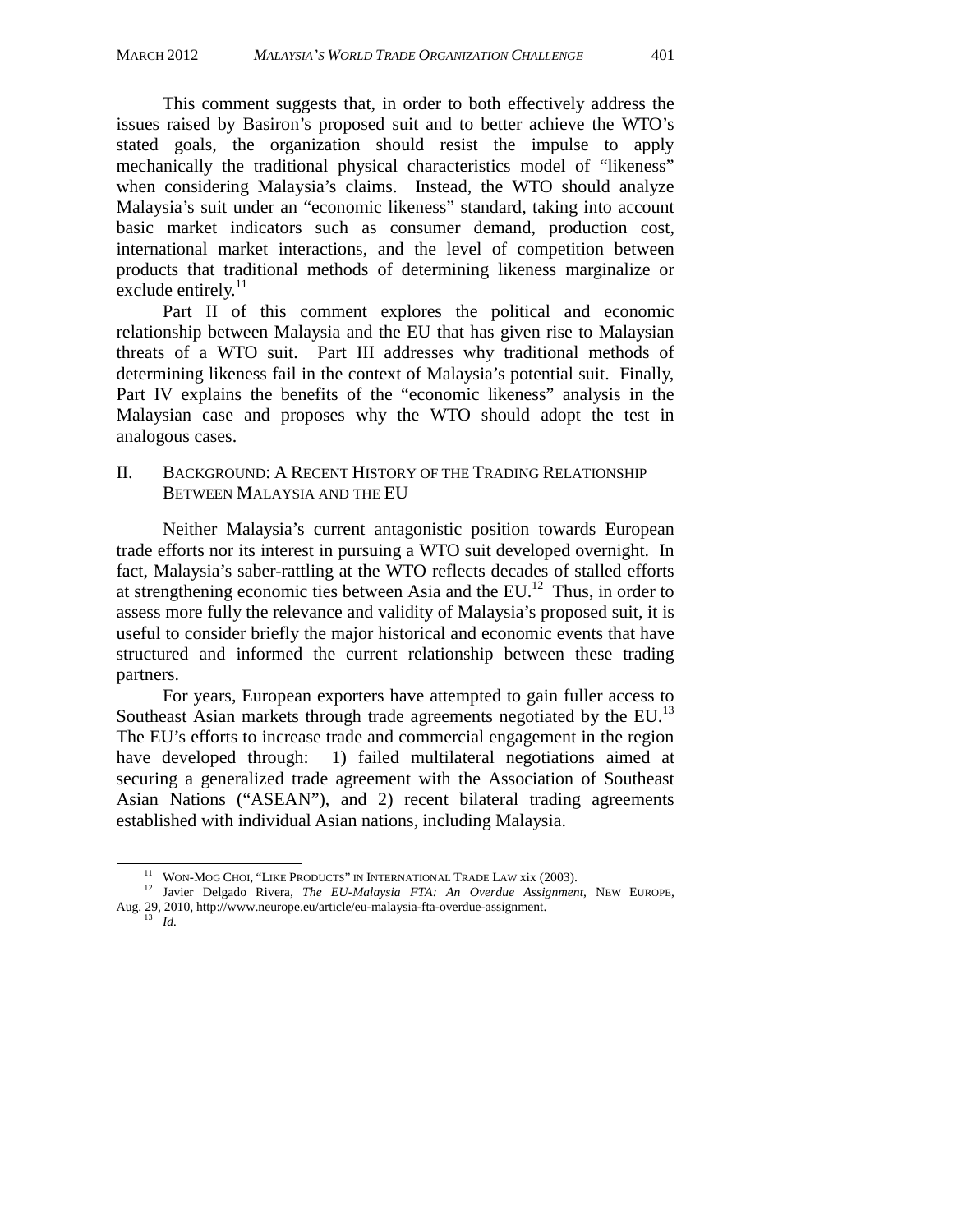This comment suggests that, in order to both effectively address the issues raised by Basiron's proposed suit and to better achieve the WTO's stated goals, the organization should resist the impulse to apply mechanically the traditional physical characteristics model of "likeness" when considering Malaysia's claims. Instead, the WTO should analyze Malaysia's suit under an "economic likeness" standard, taking into account basic market indicators such as consumer demand, production cost, international market interactions, and the level of competition between products that traditional methods of determining likeness marginalize or exclude entirely.[11]

Part II of this comment explores the political and economic relationship between Malaysia and the EU that has given rise to Malaysian threats of a WTO suit. Part III addresses why traditional methods of determining likeness fail in the context of Malaysia's potential suit. Finally, Part IV explains the benefits of the "economic likeness" analysis in the Malaysian case and proposes why the WTO should adopt the test in analogous cases.

## II. BACKGROUND: A RECENT HISTORY OF THE TRADING RELATIONSHIP BETWEEN MALAYSIA AND THE EU

Neither Malaysia's current antagonistic position towards European trade efforts nor its interest in pursuing a WTO suit developed overnight. In fact, Malaysia's saber-rattling at the WTO reflects decades of stalled efforts at strengthening economic ties between Asia and the EU.[12] Thus, in order to assess more fully the relevance and validity of Malaysia's proposed suit, it is useful to consider briefly the major historical and economic events that have structured and informed the current relationship between these trading partners.

For years, European exporters have attempted to gain fuller access to Southeast Asian markets through trade agreements negotiated by the EU.[13] The EU's efforts to increase trade and commercial engagement in the region have developed through: 1) failed multilateral negotiations aimed at securing a generalized trade agreement with the Association of Southeast Asian Nations ("ASEAN"), and 2) recent bilateral trading agreements established with individual Asian nations, including Malaysia.

---

[11] WON-MOG CHOI, "LIKE PRODUCTS" IN INTERNATIONAL TRADE LAW xix (2003).

[12] Javier Delgado Rivera, *The EU-Malaysia FTA: An Overdue Assignment*, NEW EUROPE, Aug. 29, 2010, http://www.neurope.eu/article/eu-malaysia-fta-overdue-assignment.

[13] *Id.*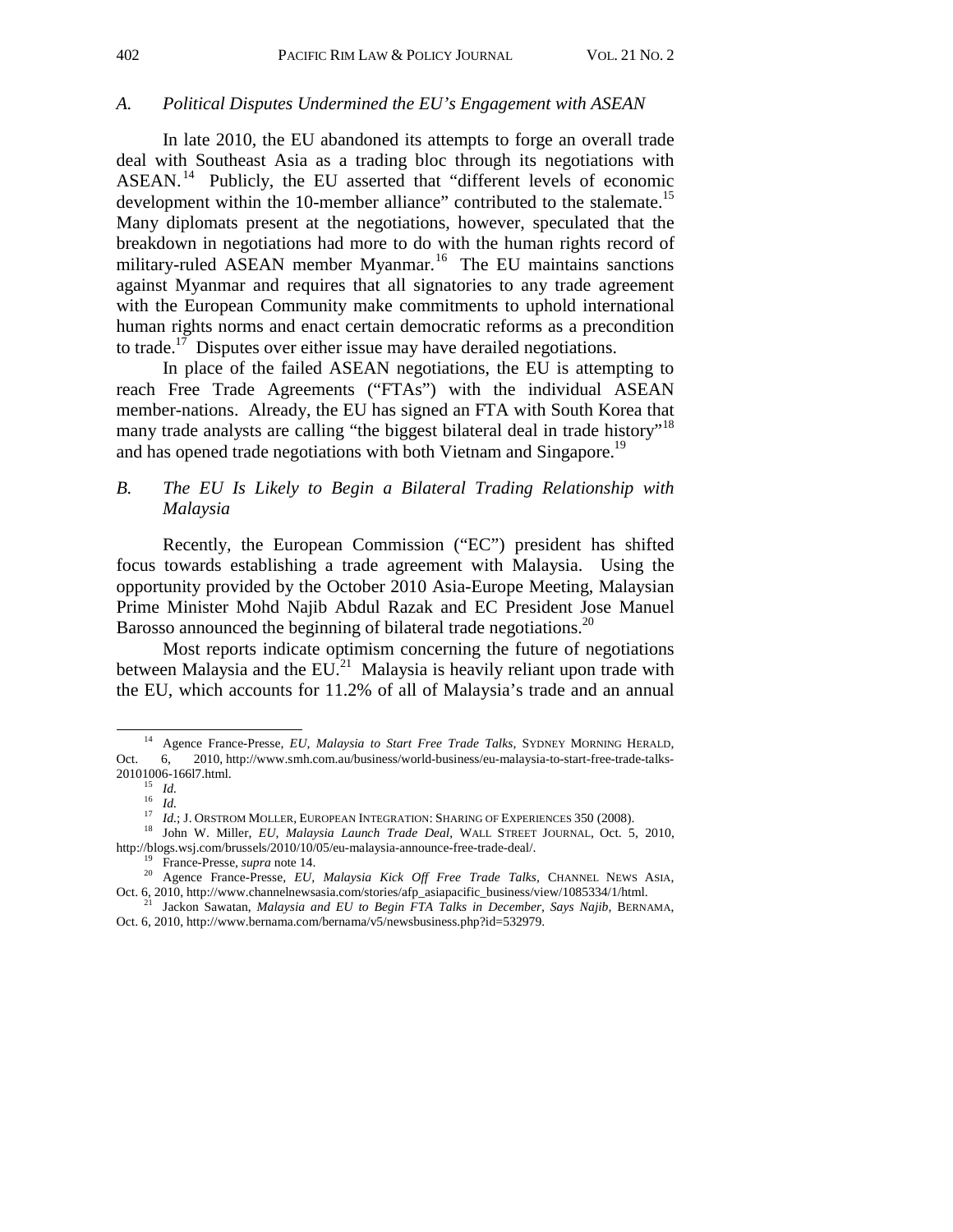### A. *Political Disputes Undermined the EU's Engagement with ASEAN*

In late 2010, the EU abandoned its attempts to forge an overall trade deal with Southeast Asia as a trading bloc through its negotiations with ASEAN.[14] Publicly, the EU asserted that "different levels of economic development within the 10-member alliance" contributed to the stalemate.[15] Many diplomats present at the negotiations, however, speculated that the breakdown in negotiations had more to do with the human rights record of military-ruled ASEAN member Myanmar.[16] The EU maintains sanctions against Myanmar and requires that all signatories to any trade agreement with the European Community make commitments to uphold international human rights norms and enact certain democratic reforms as a precondition to trade.[17] Disputes over either issue may have derailed negotiations.

In place of the failed ASEAN negotiations, the EU is attempting to reach Free Trade Agreements ("FTAs") with the individual ASEAN member-nations. Already, the EU has signed an FTA with South Korea that many trade analysts are calling "the biggest bilateral deal in trade history"[18] and has opened trade negotiations with both Vietnam and Singapore.[19]

### B. *The EU Is Likely to Begin a Bilateral Trading Relationship with Malaysia*

Recently, the European Commission ("EC") president has shifted focus towards establishing a trade agreement with Malaysia. Using the opportunity provided by the October 2010 Asia-Europe Meeting, Malaysian Prime Minister Mohd Najib Abdul Razak and EC President Jose Manuel Barosso announced the beginning of bilateral trade negotiations.[20]

Most reports indicate optimism concerning the future of negotiations between Malaysia and the EU.[21] Malaysia is heavily reliant upon trade with the EU, which accounts for 11.2% of all of Malaysia's trade and an annual

---

[14] Agence France-Presse, *EU, Malaysia to Start Free Trade Talks*, SYDNEY MORNING HERALD, Oct. 6, 2010, http://www.smh.com.au/business/world-business/eu-malaysia-to-start-free-trade-talks-20101006-166l7.html.

[15] *Id.*

[16] *Id.*

[17] *Id.*; J. ORSTROM MOLLER, EUROPEAN INTEGRATION: SHARING OF EXPERIENCES 350 (2008).

[18] John W. Miller, *EU, Malaysia Launch Trade Deal*, WALL STREET JOURNAL, Oct. 5, 2010, http://blogs.wsj.com/brussels/2010/10/05/eu-malaysia-announce-free-trade-deal/.

[19] France-Presse, *supra* note 14.

[20] Agence France-Presse, *EU, Malaysia Kick Off Free Trade Talks*, CHANNEL NEWS ASIA, Oct. 6, 2010, http://www.channelnewsasia.com/stories/afp_asiapacific_business/view/1085334/1/html.

[21] Jackon Sawatan, *Malaysia and EU to Begin FTA Talks in December, Says Najib*, BERNAMA, Oct. 6, 2010, http://www.bernama.com/bernama/v5/newsbusiness.php?id=532979.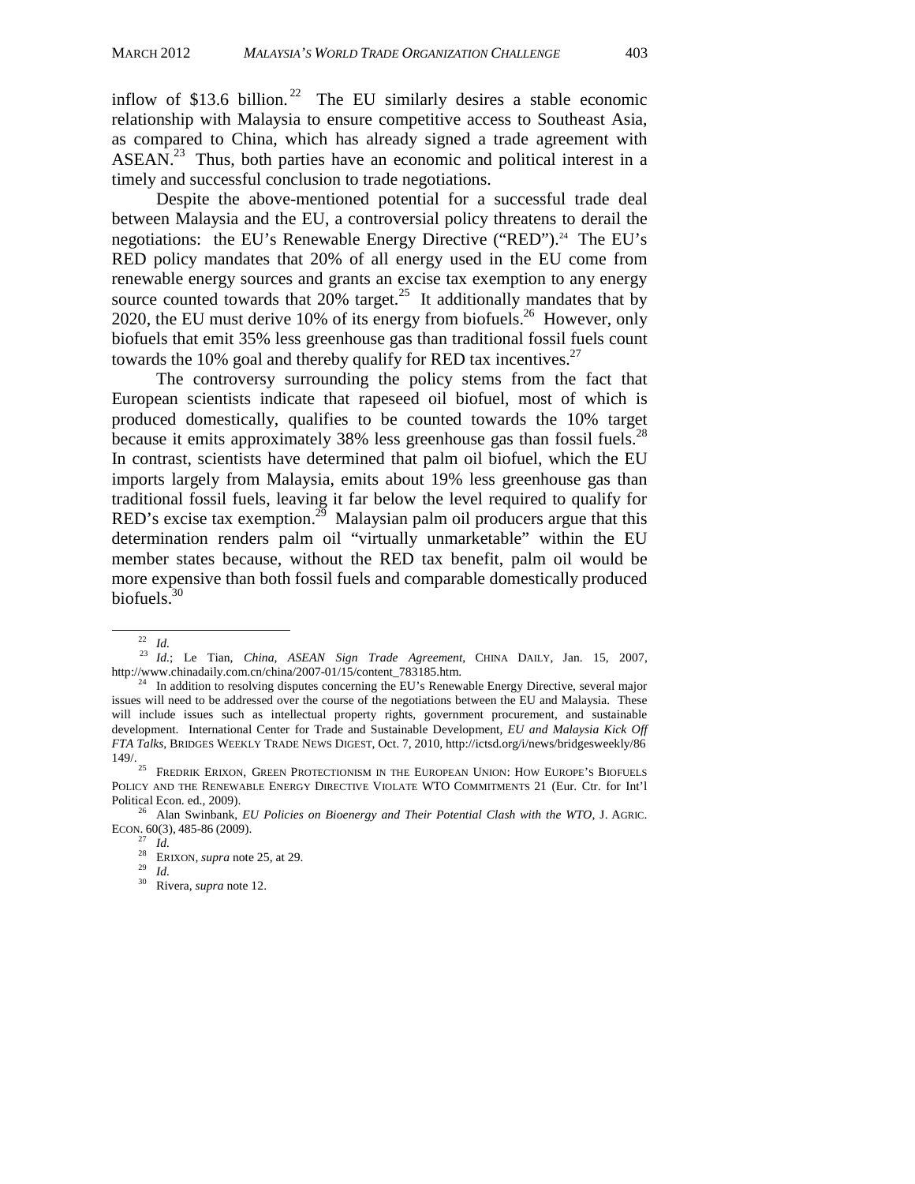inflow of $13.6 billion.[22] The EU similarly desires a stable economic relationship with Malaysia to ensure competitive access to Southeast Asia, as compared to China, which has already signed a trade agreement with ASEAN.[23] Thus, both parties have an economic and political interest in a timely and successful conclusion to trade negotiations.

Despite the above-mentioned potential for a successful trade deal between Malaysia and the EU, a controversial policy threatens to derail the negotiations: the EU's Renewable Energy Directive ("RED").[24] The EU's RED policy mandates that 20% of all energy used in the EU come from renewable energy sources and grants an excise tax exemption to any energy source counted towards that 20% target.[25] It additionally mandates that by 2020, the EU must derive 10% of its energy from biofuels.[26] However, only biofuels that emit 35% less greenhouse gas than traditional fossil fuels count towards the 10% goal and thereby qualify for RED tax incentives.[27]

The controversy surrounding the policy stems from the fact that European scientists indicate that rapeseed oil biofuel, most of which is produced domestically, qualifies to be counted towards the 10% target because it emits approximately 38% less greenhouse gas than fossil fuels.[28] In contrast, scientists have determined that palm oil biofuel, which the EU imports largely from Malaysia, emits about 19% less greenhouse gas than traditional fossil fuels, leaving it far below the level required to qualify for RED's excise tax exemption.[29] Malaysian palm oil producers argue that this determination renders palm oil "virtually unmarketable" within the EU member states because, without the RED tax benefit, palm oil would be more expensive than both fossil fuels and comparable domestically produced biofuels.[30]

---

[22] *Id.*

[23] *Id.*; Le Tian, *China, ASEAN Sign Trade Agreement*, CHINA DAILY, Jan. 15, 2007, http://www.chinadaily.com.cn/china/2007-01/15/content_783185.htm.

[24] In addition to resolving disputes concerning the EU's Renewable Energy Directive, several major issues will need to be addressed over the course of the negotiations between the EU and Malaysia. These will include issues such as intellectual property rights, government procurement, and sustainable development. International Center for Trade and Sustainable Development, *EU and Malaysia Kick Off FTA Talks*, BRIDGES WEEKLY TRADE NEWS DIGEST, Oct. 7, 2010, http://ictsd.org/i/news/bridgesweekly/86149/.

[25] FREDRIK ERIXON, GREEN PROTECTIONISM IN THE EUROPEAN UNION: HOW EUROPE'S BIOFUELS POLICY AND THE RENEWABLE ENERGY DIRECTIVE VIOLATE WTO COMMITMENTS 21 (Eur. Ctr. for Int'l Political Econ. ed., 2009).

[26] Alan Swinbank, *EU Policies on Bioenergy and Their Potential Clash with the WTO*, J. AGRIC. ECON. 60(3), 485-86 (2009).

[27] *Id.*

[28] ERIXON, *supra* note 25, at 29.

[29] *Id.*

[30] Rivera, *supra* note 12.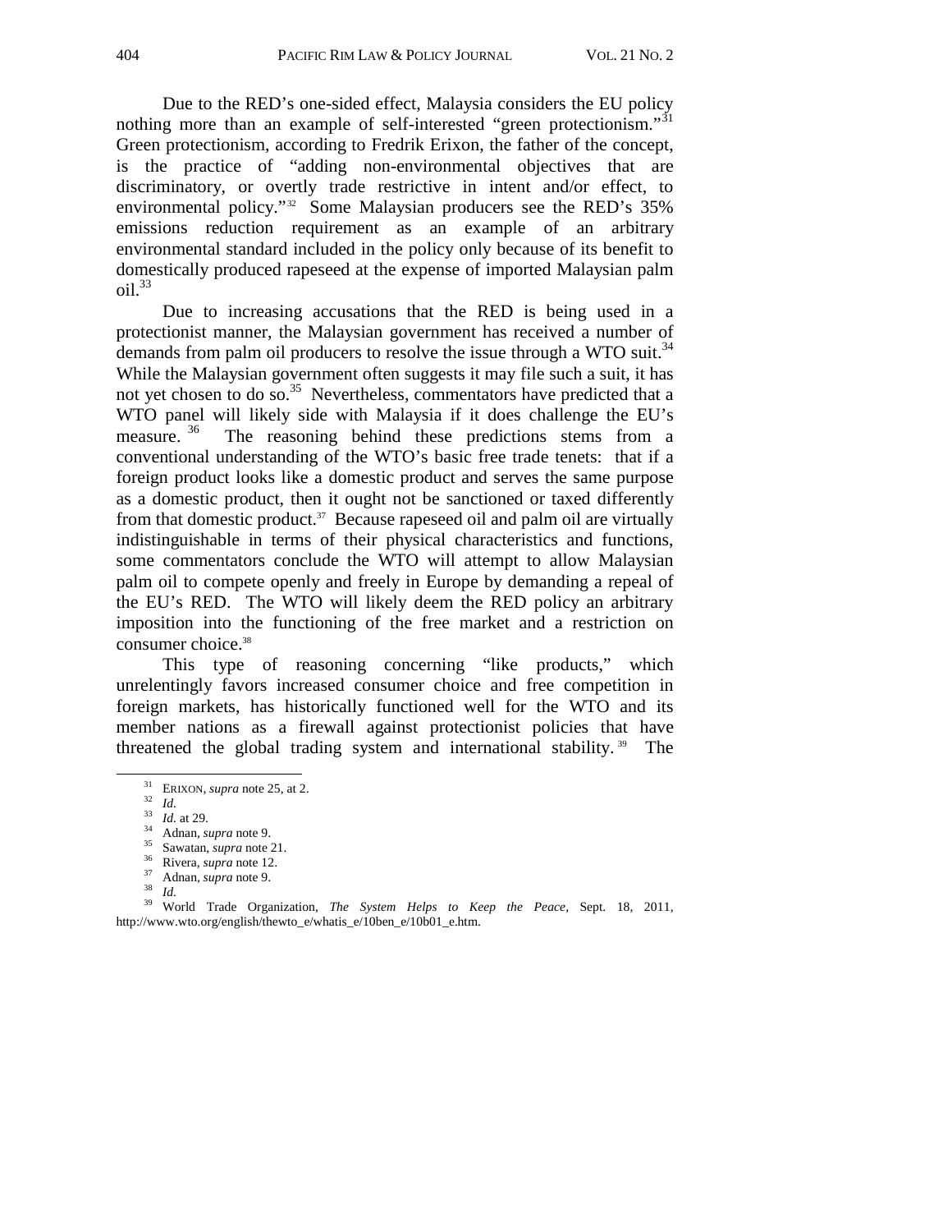Due to the RED's one-sided effect, Malaysia considers the EU policy nothing more than an example of self-interested "green protectionism."[31] Green protectionism, according to Fredrik Erixon, the father of the concept, is the practice of "adding non-environmental objectives that are discriminatory, or overtly trade restrictive in intent and/or effect, to environmental policy."[32] Some Malaysian producers see the RED's 35% emissions reduction requirement as an example of an arbitrary environmental standard included in the policy only because of its benefit to domestically produced rapeseed at the expense of imported Malaysian palm oil.[33]

Due to increasing accusations that the RED is being used in a protectionist manner, the Malaysian government has received a number of demands from palm oil producers to resolve the issue through a WTO suit.[34] While the Malaysian government often suggests it may file such a suit, it has not yet chosen to do so.[35] Nevertheless, commentators have predicted that a WTO panel will likely side with Malaysia if it does challenge the EU's measure.[36] The reasoning behind these predictions stems from a conventional understanding of the WTO's basic free trade tenets: that if a foreign product looks like a domestic product and serves the same purpose as a domestic product, then it ought not be sanctioned or taxed differently from that domestic product.[37] Because rapeseed oil and palm oil are virtually indistinguishable in terms of their physical characteristics and functions, some commentators conclude the WTO will attempt to allow Malaysian palm oil to compete openly and freely in Europe by demanding a repeal of the EU's RED. The WTO will likely deem the RED policy an arbitrary imposition into the functioning of the free market and a restriction on consumer choice.[38]

This type of reasoning concerning "like products," which unrelentingly favors increased consumer choice and free competition in foreign markets, has historically functioned well for the WTO and its member nations as a firewall against protectionist policies that have threatened the global trading system and international stability.[39] The

---

[31] ERIXON, *supra* note 25, at 2.

[32] *Id.*

[33] *Id.* at 29.

[34] Adnan, *supra* note 9.

[35] Sawatan, *supra* note 21.

[36] Rivera, *supra* note 12.

[37] Adnan, *supra* note 9.

[38] *Id.*

[39] World Trade Organization, *The System Helps to Keep the Peace*, Sept. 18, 2011, http://www.wto.org/english/thewto_e/whatis_e/10ben_e/10b01_e.htm.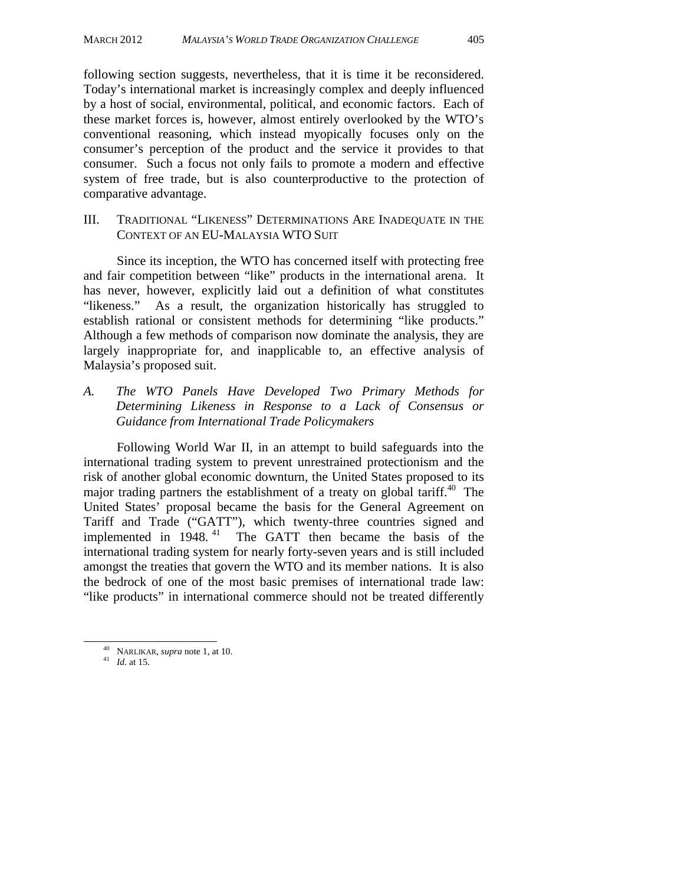following section suggests, nevertheless, that it is time it be reconsidered. Today's international market is increasingly complex and deeply influenced by a host of social, environmental, political, and economic factors. Each of these market forces is, however, almost entirely overlooked by the WTO's conventional reasoning, which instead myopically focuses only on the consumer's perception of the product and the service it provides to that consumer. Such a focus not only fails to promote a modern and effective system of free trade, but is also counterproductive to the protection of comparative advantage.

## III. Traditional "Likeness" Determinations Are Inadequate in the Context of an EU-Malaysia WTO Suit

Since its inception, the WTO has concerned itself with protecting free and fair competition between "like" products in the international arena. It has never, however, explicitly laid out a definition of what constitutes "likeness." As a result, the organization historically has struggled to establish rational or consistent methods for determining "like products." Although a few methods of comparison now dominate the analysis, they are largely inappropriate for, and inapplicable to, an effective analysis of Malaysia's proposed suit.

### *A. The WTO Panels Have Developed Two Primary Methods for Determining Likeness in Response to a Lack of Consensus or Guidance from International Trade Policymakers*

Following World War II, in an attempt to build safeguards into the international trading system to prevent unrestrained protectionism and the risk of another global economic downturn, the United States proposed to its major trading partners the establishment of a treaty on global tariff.[40] The United States' proposal became the basis for the General Agreement on Tariff and Trade ("GATT"), which twenty-three countries signed and implemented in 1948.[41] The GATT then became the basis of the international trading system for nearly forty-seven years and is still included amongst the treaties that govern the WTO and its member nations. It is also the bedrock of one of the most basic premises of international trade law: "like products" in international commerce should not be treated differently

---

[40] NARLIKAR, *supra* note 1, at 10.

[41] *Id.* at 15.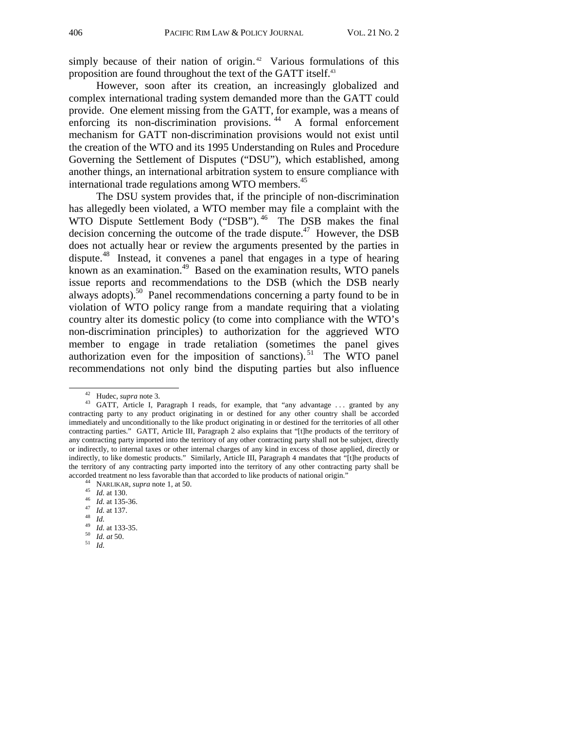simply because of their nation of origin.[42] Various formulations of this proposition are found throughout the text of the GATT itself.[43]

However, soon after its creation, an increasingly globalized and complex international trading system demanded more than the GATT could provide. One element missing from the GATT, for example, was a means of enforcing its non-discrimination provisions.[44] A formal enforcement mechanism for GATT non-discrimination provisions would not exist until the creation of the WTO and its 1995 Understanding on Rules and Procedure Governing the Settlement of Disputes ("DSU"), which established, among another things, an international arbitration system to ensure compliance with international trade regulations among WTO members.[45]

The DSU system provides that, if the principle of non-discrimination has allegedly been violated, a WTO member may file a complaint with the WTO Dispute Settlement Body ("DSB").[46] The DSB makes the final decision concerning the outcome of the trade dispute.[47] However, the DSB does not actually hear or review the arguments presented by the parties in dispute.[48] Instead, it convenes a panel that engages in a type of hearing known as an examination.[49] Based on the examination results, WTO panels issue reports and recommendations to the DSB (which the DSB nearly always adopts).[50] Panel recommendations concerning a party found to be in violation of WTO policy range from a mandate requiring that a violating country alter its domestic policy (to come into compliance with the WTO's non-discrimination principles) to authorization for the aggrieved WTO member to engage in trade retaliation (sometimes the panel gives authorization even for the imposition of sanctions).[51] The WTO panel recommendations not only bind the disputing parties but also influence

---

[42] Hudec, *supra* note 3.

[43] GATT, Article I, Paragraph I reads, for example, that "any advantage . . . granted by any contracting party to any product originating in or destined for any other country shall be accorded immediately and unconditionally to the like product originating in or destined for the territories of all other contracting parties." GATT, Article III, Paragraph 2 also explains that "[t]he products of the territory of any contracting party imported into the territory of any other contracting party shall not be subject, directly or indirectly, to internal taxes or other internal charges of any kind in excess of those applied, directly or indirectly, to like domestic products." Similarly, Article III, Paragraph 4 mandates that "[t]he products of the territory of any contracting party imported into the territory of any other contracting party shall be accorded treatment no less favorable than that accorded to like products of national origin."

[44] NARLIKAR, *supra* note 1, at 50.

[45] *Id.* at 130.

[46] *Id.* at 135-36.

[47] *Id.* at 137.

[48] *Id.*

[49] *Id.* at 133-35.

[50] *Id. at* 50.

[51] *Id.*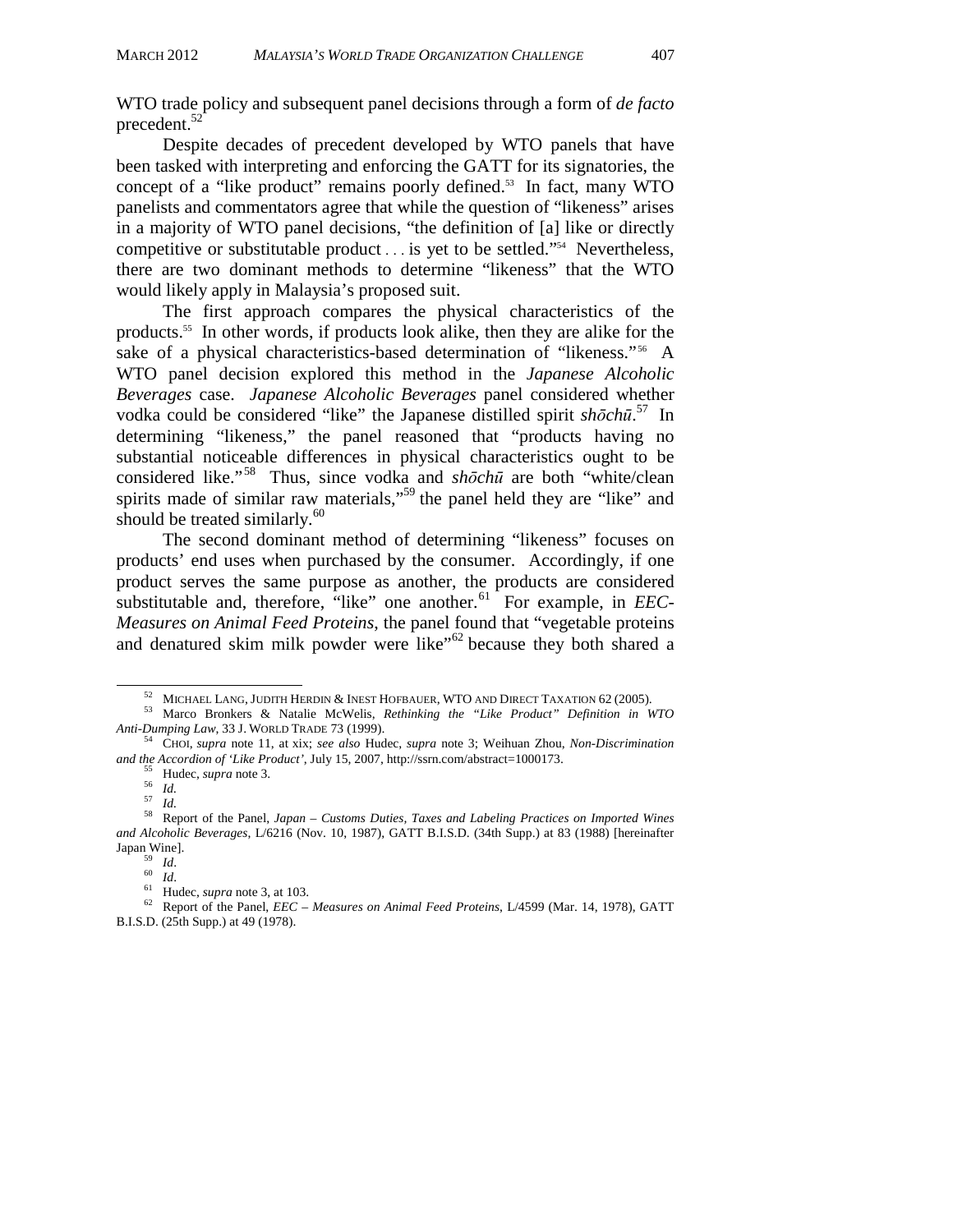WTO trade policy and subsequent panel decisions through a form of *de facto* precedent.[52]

Despite decades of precedent developed by WTO panels that have been tasked with interpreting and enforcing the GATT for its signatories, the concept of a "like product" remains poorly defined.[53] In fact, many WTO panelists and commentators agree that while the question of "likeness" arises in a majority of WTO panel decisions, "the definition of [a] like or directly competitive or substitutable product . . . is yet to be settled."[54] Nevertheless, there are two dominant methods to determine "likeness" that the WTO would likely apply in Malaysia's proposed suit.

The first approach compares the physical characteristics of the products.[55] In other words, if products look alike, then they are alike for the sake of a physical characteristics-based determination of "likeness."[56] A WTO panel decision explored this method in the *Japanese Alcoholic Beverages* case. *Japanese Alcoholic Beverages* panel considered whether vodka could be considered "like" the Japanese distilled spirit *shōchū*.[57] In determining "likeness," the panel reasoned that "products having no substantial noticeable differences in physical characteristics ought to be considered like."[58] Thus, since vodka and *shōchū* are both "white/clean spirits made of similar raw materials,"[59] the panel held they are "like" and should be treated similarly.[60]

The second dominant method of determining "likeness" focuses on products' end uses when purchased by the consumer. Accordingly, if one product serves the same purpose as another, the products are considered substitutable and, therefore, "like" one another.[61] For example, in *EEC-Measures on Animal Feed Proteins*, the panel found that "vegetable proteins and denatured skim milk powder were like"[62] because they both shared a

---

[52] MICHAEL LANG, JUDITH HERDIN & INEST HOFBAUER, WTO AND DIRECT TAXATION 62 (2005).

[53] Marco Bronkers & Natalie McWelis, *Rethinking the "Like Product" Definition in WTO Anti-Dumping Law*, 33 J. WORLD TRADE 73 (1999).

[54] CHOI, *supra* note 11, at xix; *see also* Hudec, *supra* note 3; Weihuan Zhou, *Non-Discrimination and the Accordion of 'Like Product'*, July 15, 2007, http://ssrn.com/abstract=1000173.

[55] Hudec, *supra* note 3.

[56] *Id.*

[57] *Id.*

[58] Report of the Panel, *Japan – Customs Duties, Taxes and Labeling Practices on Imported Wines and Alcoholic Beverages*, L/6216 (Nov. 10, 1987), GATT B.I.S.D. (34th Supp.) at 83 (1988) [hereinafter Japan Wine].

[59] *Id.*

[60] *Id.*

[61] Hudec, *supra* note 3, at 103.

[62] Report of the Panel, *EEC – Measures on Animal Feed Proteins*, L/4599 (Mar. 14, 1978), GATT B.I.S.D. (25th Supp.) at 49 (1978).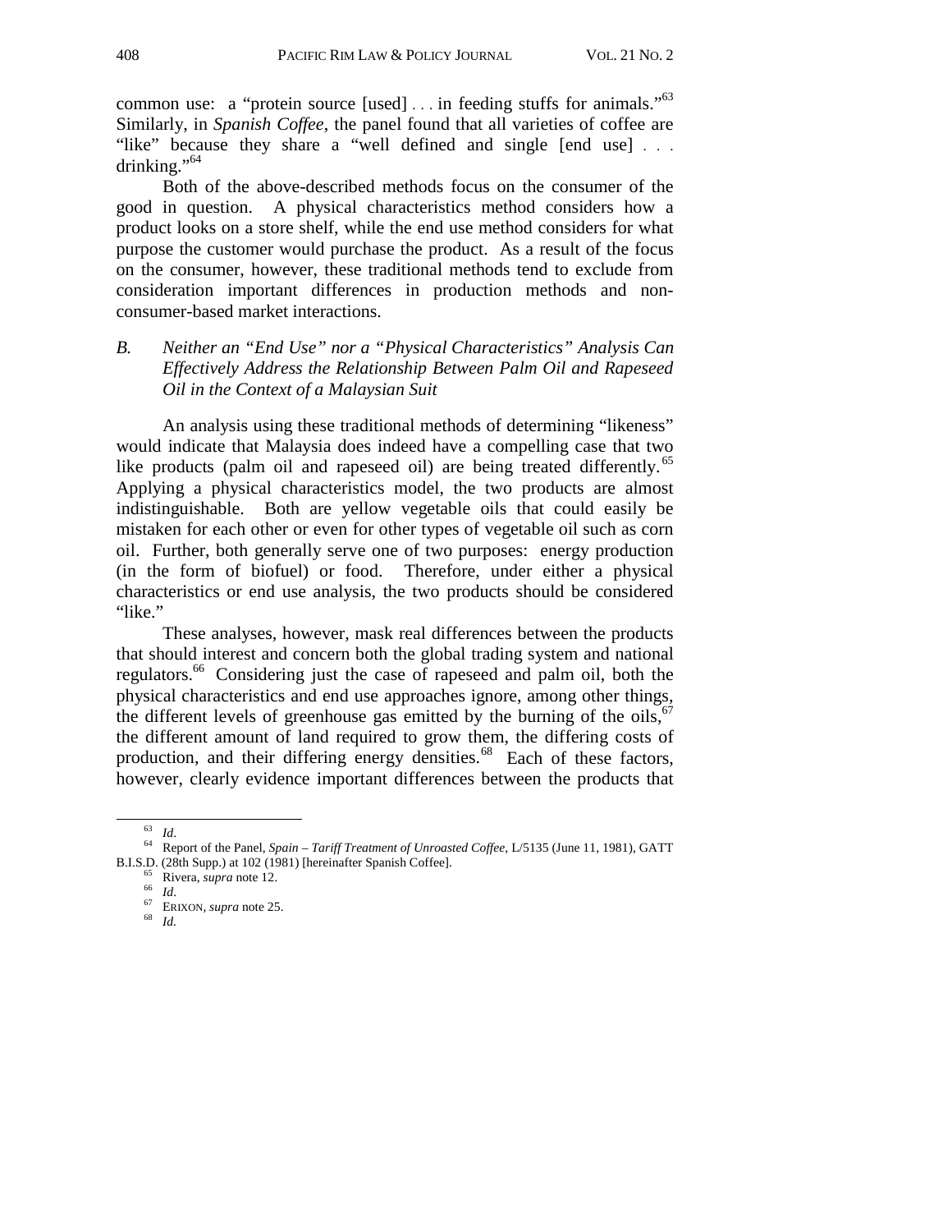common use: a "protein source [used] . . . in feeding stuffs for animals."[63] Similarly, in *Spanish Coffee*, the panel found that all varieties of coffee are "like" because they share a "well defined and single [end use] . . . drinking."[64]

Both of the above-described methods focus on the consumer of the good in question. A physical characteristics method considers how a product looks on a store shelf, while the end use method considers for what purpose the customer would purchase the product. As a result of the focus on the consumer, however, these traditional methods tend to exclude from consideration important differences in production methods and non-consumer-based market interactions.

### B. *Neither an "End Use" nor a "Physical Characteristics" Analysis Can Effectively Address the Relationship Between Palm Oil and Rapeseed Oil in the Context of a Malaysian Suit*

An analysis using these traditional methods of determining "likeness" would indicate that Malaysia does indeed have a compelling case that two like products (palm oil and rapeseed oil) are being treated differently.[65] Applying a physical characteristics model, the two products are almost indistinguishable. Both are yellow vegetable oils that could easily be mistaken for each other or even for other types of vegetable oil such as corn oil. Further, both generally serve one of two purposes: energy production (in the form of biofuel) or food. Therefore, under either a physical characteristics or end use analysis, the two products should be considered "like."

These analyses, however, mask real differences between the products that should interest and concern both the global trading system and national regulators.[66] Considering just the case of rapeseed and palm oil, both the physical characteristics and end use approaches ignore, among other things, the different levels of greenhouse gas emitted by the burning of the oils,[67] the different amount of land required to grow them, the differing costs of production, and their differing energy densities.[68] Each of these factors, however, clearly evidence important differences between the products that

---

[63] *Id.*

[64] Report of the Panel, *Spain – Tariff Treatment of Unroasted Coffee*, L/5135 (June 11, 1981), GATT B.I.S.D. (28th Supp.) at 102 (1981) [hereinafter Spanish Coffee].

[65] Rivera, *supra* note 12.

[66] *Id.*

[67] ERIXON, *supra* note 25.

[68] *Id.*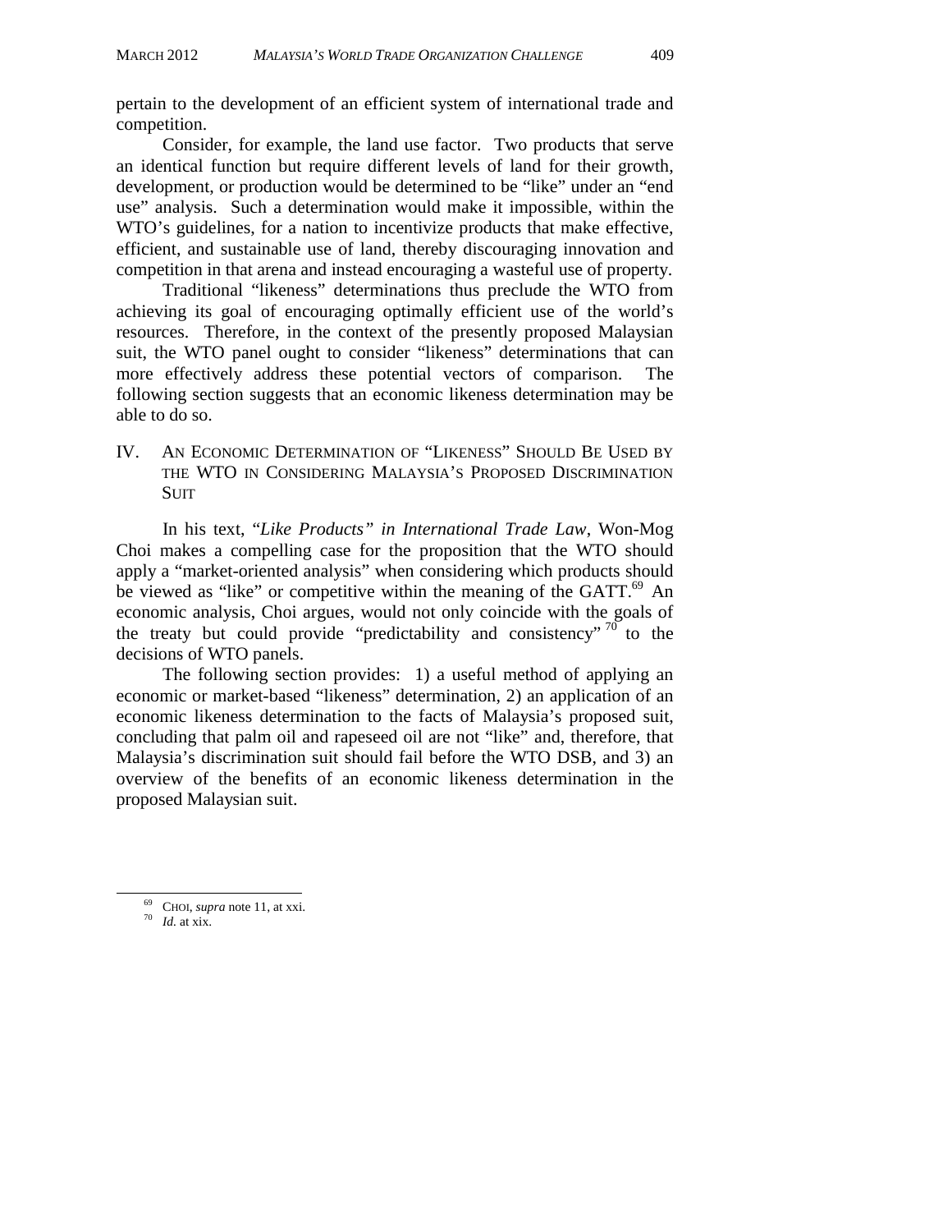pertain to the development of an efficient system of international trade and competition.

Consider, for example, the land use factor. Two products that serve an identical function but require different levels of land for their growth, development, or production would be determined to be "like" under an "end use" analysis. Such a determination would make it impossible, within the WTO's guidelines, for a nation to incentivize products that make effective, efficient, and sustainable use of land, thereby discouraging innovation and competition in that arena and instead encouraging a wasteful use of property.

Traditional "likeness" determinations thus preclude the WTO from achieving its goal of encouraging optimally efficient use of the world's resources. Therefore, in the context of the presently proposed Malaysian suit, the WTO panel ought to consider "likeness" determinations that can more effectively address these potential vectors of comparison. The following section suggests that an economic likeness determination may be able to do so.

## IV. An Economic Determination of "Likeness" Should Be Used by the WTO in Considering Malaysia's Proposed Discrimination Suit

In his text, *"Like Products" in International Trade Law*, Won-Mog Choi makes a compelling case for the proposition that the WTO should apply a "market-oriented analysis" when considering which products should be viewed as "like" or competitive within the meaning of the GATT.[69] An economic analysis, Choi argues, would not only coincide with the goals of the treaty but could provide "predictability and consistency"[70] to the decisions of WTO panels.

The following section provides: 1) a useful method of applying an economic or market-based "likeness" determination, 2) an application of an economic likeness determination to the facts of Malaysia's proposed suit, concluding that palm oil and rapeseed oil are not "like" and, therefore, that Malaysia's discrimination suit should fail before the WTO DSB, and 3) an overview of the benefits of an economic likeness determination in the proposed Malaysian suit.

---

[69] Choi, *supra* note 11, at xxi.

[70] *Id.* at xix.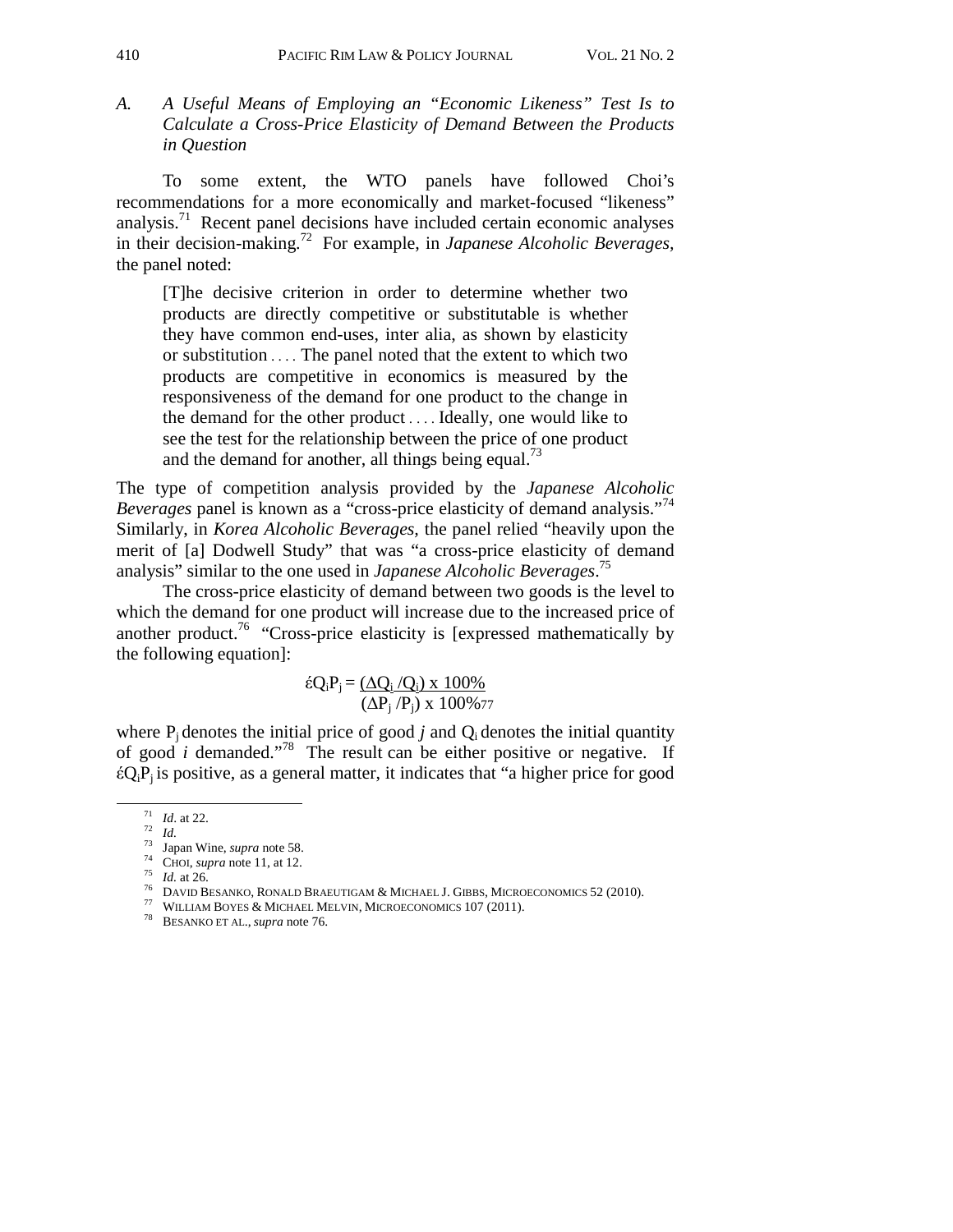### A. *A Useful Means of Employing an "Economic Likeness" Test Is to Calculate a Cross-Price Elasticity of Demand Between the Products in Question*

To some extent, the WTO panels have followed Choi's recommendations for a more economically and market-focused "likeness" analysis.[71] Recent panel decisions have included certain economic analyses in their decision-making.[72] For example, in *Japanese Alcoholic Beverages*, the panel noted:

> [T]he decisive criterion in order to determine whether two products are directly competitive or substitutable is whether they have common end-uses, inter alia, as shown by elasticity or substitution . . . . The panel noted that the extent to which two products are competitive in economics is measured by the responsiveness of the demand for one product to the change in the demand for the other product . . . . Ideally, one would like to see the test for the relationship between the price of one product and the demand for another, all things being equal.[73]

The type of competition analysis provided by the *Japanese Alcoholic Beverages* panel is known as a "cross-price elasticity of demand analysis."[74] Similarly, in *Korea Alcoholic Beverages,* the panel relied "heavily upon the merit of [a] Dodwell Study" that was "a cross-price elasticity of demand analysis" similar to the one used in *Japanese Alcoholic Beverages*.[75]

The cross-price elasticity of demand between two goods is the level to which the demand for one product will increase due to the increased price of another product.[76] "Cross-price elasticity is [expressed mathematically by the following equation]:

$$\acute{\varepsilon}Q_iP_j = \frac{(\Delta Q_i / Q_i) \times 100\%}{(\Delta P_j / P_j) \times 100\%}$$ [77]

where $P_j$ denotes the initial price of good *j* and $Q_i$ denotes the initial quantity of good *i* demanded."[78] The result can be either positive or negative. If $\acute{\varepsilon}Q_iP_j$ is positive, as a general matter, it indicates that "a higher price for good

---

[71] *Id*. at 22.

[72] *Id.*

[73] Japan Wine, *supra* note 58.

[74] CHOI, *supra* note 11, at 12.

[75] *Id.* at 26.

[76] DAVID BESANKO, RONALD BRAEUTIGAM & MICHAEL J. GIBBS, MICROECONOMICS 52 (2010).

[77] WILLIAM BOYES & MICHAEL MELVIN, MICROECONOMICS 107 (2011).

[78] BESANKO ET AL., *supra* note 76.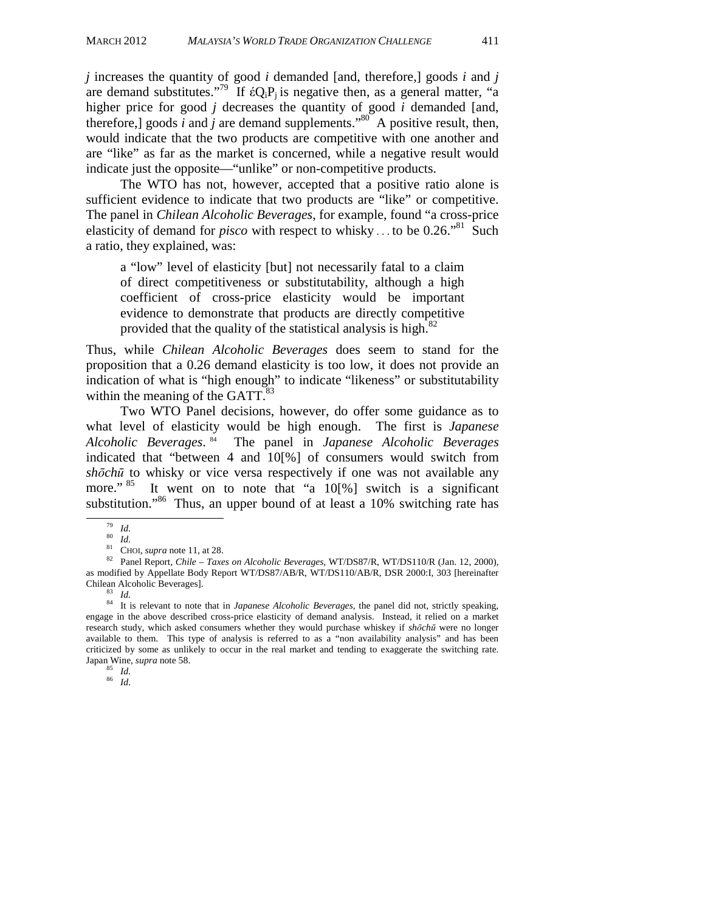*j* increases the quantity of good *i* demanded [and, therefore,] goods *i* and *j* are demand substitutes."[79] If $\acute{\varepsilon}Q_iP_j$ is negative then, as a general matter, "a higher price for good *j* decreases the quantity of good *i* demanded [and, therefore,] goods *i* and *j* are demand supplements."[80] A positive result, then, would indicate that the two products are competitive with one another and are "like" as far as the market is concerned, while a negative result would indicate just the opposite—"unlike" or non-competitive products.

The WTO has not, however, accepted that a positive ratio alone is sufficient evidence to indicate that two products are "like" or competitive. The panel in *Chilean Alcoholic Beverages*, for example, found "a cross-price elasticity of demand for *pisco* with respect to whisky . . . to be 0.26."[81] Such a ratio, they explained, was:

> a "low" level of elasticity [but] not necessarily fatal to a claim of direct competitiveness or substitutability, although a high coefficient of cross-price elasticity would be important evidence to demonstrate that products are directly competitive provided that the quality of the statistical analysis is high.[82]

Thus, while *Chilean Alcoholic Beverages* does seem to stand for the proposition that a 0.26 demand elasticity is too low, it does not provide an indication of what is "high enough" to indicate "likeness" or substitutability within the meaning of the GATT.[83]

Two WTO Panel decisions, however, do offer some guidance as to what level of elasticity would be high enough. The first is *Japanese Alcoholic Beverages*.[84] The panel in *Japanese Alcoholic Beverages* indicated that "between 4 and 10[%] of consumers would switch from *shōchū* to whisky or vice versa respectively if one was not available any more."[85] It went on to note that "a 10[%] switch is a significant substitution."[86] Thus, an upper bound of at least a 10% switching rate has

---

[79] *Id.*

[80] *Id.*

[81] CHOI, *supra* note 11, at 28.

[82] Panel Report, *Chile – Taxes on Alcoholic Beverages*, WT/DS87/R, WT/DS110/R (Jan. 12, 2000), as modified by Appellate Body Report WT/DS87/AB/R, WT/DS110/AB/R, DSR 2000:I, 303 [hereinafter Chilean Alcoholic Beverages].

[83] *Id.*

[84] It is relevant to note that in *Japanese Alcoholic Beverages*, the panel did not, strictly speaking, engage in the above described cross-price elasticity of demand analysis. Instead, it relied on a market research study, which asked consumers whether they would purchase whiskey if *shōchū* were no longer available to them. This type of analysis is referred to as a "non availability analysis" and has been criticized by some as unlikely to occur in the real market and tending to exaggerate the switching rate. Japan Wine, *supra* note 58.

[85] *Id.*

[86] *Id.*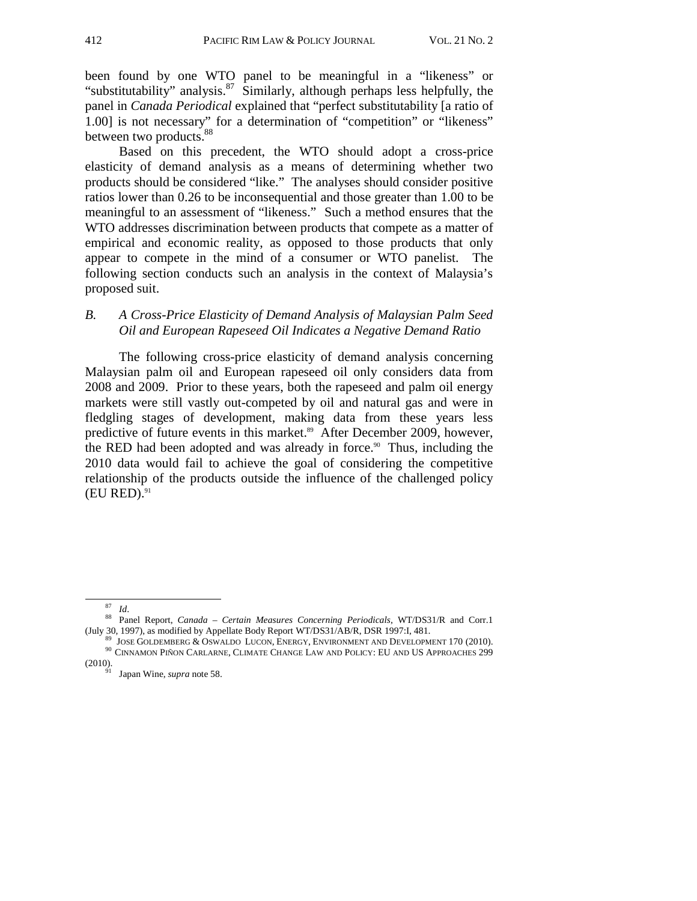been found by one WTO panel to be meaningful in a "likeness" or "substitutability" analysis.[87] Similarly, although perhaps less helpfully, the panel in *Canada Periodical* explained that "perfect substitutability [a ratio of 1.00] is not necessary" for a determination of "competition" or "likeness" between two products.[88]

Based on this precedent, the WTO should adopt a cross-price elasticity of demand analysis as a means of determining whether two products should be considered "like." The analyses should consider positive ratios lower than 0.26 to be inconsequential and those greater than 1.00 to be meaningful to an assessment of "likeness." Such a method ensures that the WTO addresses discrimination between products that compete as a matter of empirical and economic reality, as opposed to those products that only appear to compete in the mind of a consumer or WTO panelist. The following section conducts such an analysis in the context of Malaysia's proposed suit.

### *B. A Cross-Price Elasticity of Demand Analysis of Malaysian Palm Seed Oil and European Rapeseed Oil Indicates a Negative Demand Ratio*

The following cross-price elasticity of demand analysis concerning Malaysian palm oil and European rapeseed oil only considers data from 2008 and 2009. Prior to these years, both the rapeseed and palm oil energy markets were still vastly out-competed by oil and natural gas and were in fledgling stages of development, making data from these years less predictive of future events in this market.[89] After December 2009, however, the RED had been adopted and was already in force.[90] Thus, including the 2010 data would fail to achieve the goal of considering the competitive relationship of the products outside the influence of the challenged policy (EU RED).[91]

---

[87] *Id*.

[88] Panel Report, *Canada – Certain Measures Concerning Periodicals*, WT/DS31/R and Corr.1 (July 30, 1997), as modified by Appellate Body Report WT/DS31/AB/R, DSR 1997:I, 481.

[89] JOSE GOLDEMBERG & OSWALDO LUCON, ENERGY, ENVIRONMENT AND DEVELOPMENT 170 (2010).

[90] CINNAMON PIÑON CARLARNE, CLIMATE CHANGE LAW AND POLICY: EU AND US APPROACHES 299 (2010).

[91] Japan Wine, *supra* note 58.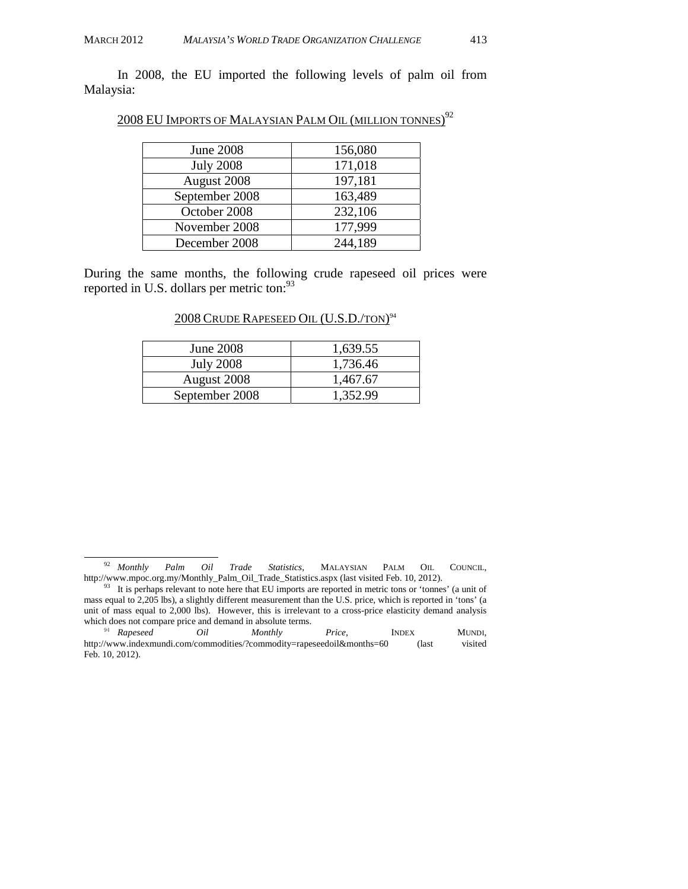In 2008, the EU imported the following levels of palm oil from Malaysia:

2008 EU IMPORTS OF MALAYSIAN PALM OIL (MILLION TONNES)[92]

| | |
|---|---|
| June 2008 | 156,080 |
| July 2008 | 171,018 |
| August 2008 | 197,181 |
| September 2008 | 163,489 |
| October 2008 | 232,106 |
| November 2008 | 177,999 |
| December 2008 | 244,189 |

During the same months, the following crude rapeseed oil prices were reported in U.S. dollars per metric ton:[93]

2008 CRUDE RAPESEED OIL (U.S.D./TON)[94]

| | |
|---|---|
| June 2008 | 1,639.55 |
| July 2008 | 1,736.46 |
| August 2008 | 1,467.67 |
| September 2008 | 1,352.99 |

---

[92] *Monthly Palm Oil Trade Statistics*, MALAYSIAN PALM OIL COUNCIL, http://www.mpoc.org.my/Monthly_Palm_Oil_Trade_Statistics.aspx (last visited Feb. 10, 2012).

[93] It is perhaps relevant to note here that EU imports are reported in metric tons or 'tonnes' (a unit of mass equal to 2,205 lbs), a slightly different measurement than the U.S. price, which is reported in 'tons' (a unit of mass equal to 2,000 lbs). However, this is irrelevant to a cross-price elasticity demand analysis which does not compare price and demand in absolute terms.

[94] *Rapeseed Oil Monthly Price*, INDEX MUNDI, http://www.indexmundi.com/commodities/?commodity=rapeseedoil&months=60 (last visited Feb. 10, 2012).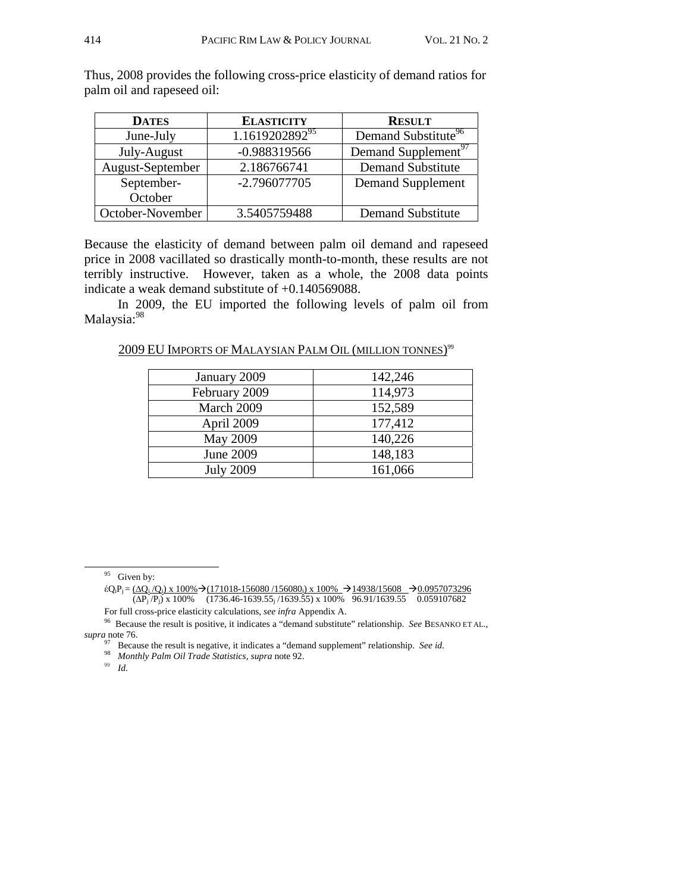Thus, 2008 provides the following cross-price elasticity of demand ratios for palm oil and rapeseed oil:

| **DATES** | **ELASTICITY** | **RESULT** |
|---|---|---|
| June-July | 1.1619202892[95] | Demand Substitute[96] |
| July-August | -0.988319566 | Demand Supplement[97] |
| August-September | 2.186766741 | Demand Substitute |
| September-October | -2.796077705 | Demand Supplement |
| October-November | 3.5405759488 | Demand Substitute |

Because the elasticity of demand between palm oil demand and rapeseed price in 2008 vacillated so drastically month-to-month, these results are not terribly instructive. However, taken as a whole, the 2008 data points indicate a weak demand substitute of +0.140569088.

In 2009, the EU imported the following levels of palm oil from Malaysia:[98]

<u>2009 EU IMPORTS OF MALAYSIAN PALM OIL (MILLION TONNES)</u>[99]

| | |
|---|---|
| January 2009 | 142,246 |
| February 2009 | 114,973 |
| March 2009 | 152,589 |
| April 2009 | 177,412 |
| May 2009 | 140,226 |
| June 2009 | 148,183 |
| July 2009 | 161,066 |

---

[95] Given by:

$$\acute{\varepsilon}Q_iP_j = \frac{(\Delta Q_i/Q_i) \times 100\%}{(\Delta P_j/P_j) \times 100\%} \rightarrow \frac{(171018-156080/156080_i) \times 100\%}{(1736.46-1639.55_j/1639.55) \times 100\%} \rightarrow \frac{14938/15608}{96.91/1639.55} \rightarrow \frac{0.0957073296}{0.059107682}$$

For full cross-price elasticity calculations, *see infra* Appendix A.

[96] Because the result is positive, it indicates a "demand substitute" relationship. *See* BESANKO ET AL., *supra* note 76.

[97] Because the result is negative, it indicates a "demand supplement" relationship. *See id.*

[98] *Monthly Palm Oil Trade Statistics*, *supra* note 92.

[99] *Id.*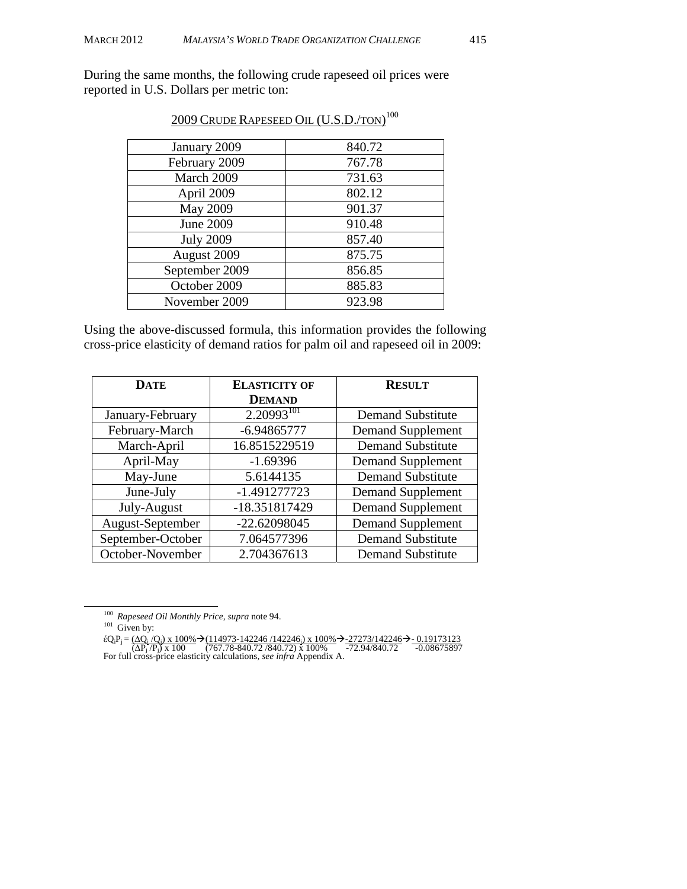During the same months, the following crude rapeseed oil prices were reported in U.S. Dollars per metric ton:

2009 CRUDE RAPESEED OIL (U.S.D./TON)[100]

| | |
|---|---|
| January 2009 | 840.72 |
| February 2009 | 767.78 |
| March 2009 | 731.63 |
| April 2009 | 802.12 |
| May 2009 | 901.37 |
| June 2009 | 910.48 |
| July 2009 | 857.40 |
| August 2009 | 875.75 |
| September 2009 | 856.85 |
| October 2009 | 885.83 |
| November 2009 | 923.98 |

Using the above-discussed formula, this information provides the following cross-price elasticity of demand ratios for palm oil and rapeseed oil in 2009:

| **DATE** | **ELASTICITY OF DEMAND** | **RESULT** |
|---|---|---|
| January-February | 2.20993[101] | Demand Substitute |
| February-March | -6.94865777 | Demand Supplement |
| March-April | 16.8515229519 | Demand Substitute |
| April-May | -1.69396 | Demand Supplement |
| May-June | 5.6144135 | Demand Substitute |
| June-July | -1.491277723 | Demand Supplement |
| July-August | -18.351817429 | Demand Supplement |
| August-September | -22.62098045 | Demand Supplement |
| September-October | 7.064577396 | Demand Substitute |
| October-November | 2.704367613 | Demand Substitute |

[100] *Rapeseed Oil Monthly Price*, *supra* note 94.

[101] Given by:

$$ \acute{\epsilon} Q_i P_j = \frac{(\Delta Q_i / Q_i) \times 100\%}{(\Delta P_j / P_j) \times 100} \rightarrow \frac{(114973-142246 / 142246_i) \times 100\%}{(767.78-840.72 / 840.72) \times 100\%} \rightarrow \frac{-27273/142246}{-72.94/840.72} \rightarrow \frac{-0.19173123}{-0.08675897} $$

For full cross-price elasticity calculations, *see infra* Appendix A.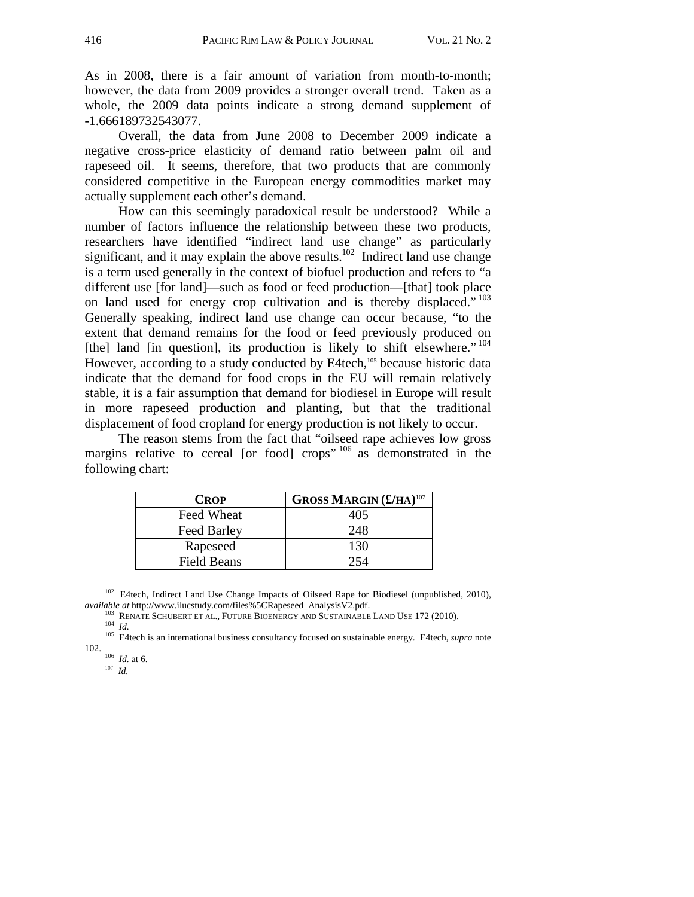As in 2008, there is a fair amount of variation from month-to-month; however, the data from 2009 provides a stronger overall trend. Taken as a whole, the 2009 data points indicate a strong demand supplement of -1.666189732543077.

Overall, the data from June 2008 to December 2009 indicate a negative cross-price elasticity of demand ratio between palm oil and rapeseed oil. It seems, therefore, that two products that are commonly considered competitive in the European energy commodities market may actually supplement each other's demand.

How can this seemingly paradoxical result be understood? While a number of factors influence the relationship between these two products, researchers have identified "indirect land use change" as particularly significant, and it may explain the above results.[102] Indirect land use change is a term used generally in the context of biofuel production and refers to "a different use [for land]—such as food or feed production—[that] took place on land used for energy crop cultivation and is thereby displaced."[103] Generally speaking, indirect land use change can occur because, "to the extent that demand remains for the food or feed previously produced on [the] land [in question], its production is likely to shift elsewhere."[104] However, according to a study conducted by E4tech,[105] because historic data indicate that the demand for food crops in the EU will remain relatively stable, it is a fair assumption that demand for biodiesel in Europe will result in more rapeseed production and planting, but that the traditional displacement of food cropland for energy production is not likely to occur.

The reason stems from the fact that "oilseed rape achieves low gross margins relative to cereal [or food] crops"[106] as demonstrated in the following chart:

| **CROP** | **GROSS MARGIN (£/HA)**[107] |
|---|---|
| Feed Wheat | 405 |
| Feed Barley | 248 |
| Rapeseed | 130 |
| Field Beans | 254 |

---

[102] E4tech, Indirect Land Use Change Impacts of Oilseed Rape for Biodiesel (unpublished, 2010), *available at* http://www.ilucstudy.com/files%5CRapeseed_AnalysisV2.pdf.

[103] RENATE SCHUBERT ET AL., FUTURE BIOENERGY AND SUSTAINABLE LAND USE 172 (2010).

[104] *Id.*

[105] E4tech is an international business consultancy focused on sustainable energy. E4tech, *supra* note 102.

[106] *Id.* at 6.

[107] *Id.*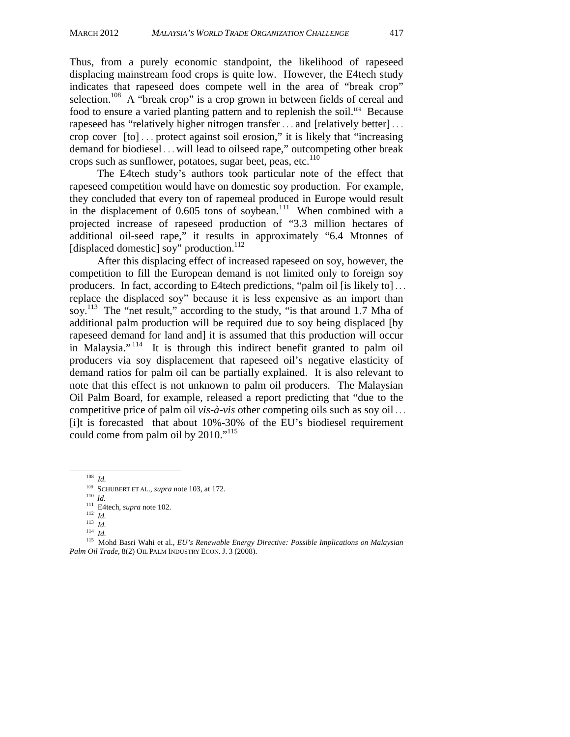Thus, from a purely economic standpoint, the likelihood of rapeseed displacing mainstream food crops is quite low. However, the E4tech study indicates that rapeseed does compete well in the area of "break crop" selection.[108] A "break crop" is a crop grown in between fields of cereal and food to ensure a varied planting pattern and to replenish the soil.[109] Because rapeseed has "relatively higher nitrogen transfer . . . and [relatively better] . . . crop cover [to] . . . protect against soil erosion," it is likely that "increasing demand for biodiesel . . . will lead to oilseed rape," outcompeting other break crops such as sunflower, potatoes, sugar beet, peas, etc.[110]

The E4tech study's authors took particular note of the effect that rapeseed competition would have on domestic soy production. For example, they concluded that every ton of rapemeal produced in Europe would result in the displacement of 0.605 tons of soybean.[111] When combined with a projected increase of rapeseed production of "3.3 million hectares of additional oil-seed rape," it results in approximately "6.4 Mtonnes of [displaced domestic] soy" production.[112]

After this displacing effect of increased rapeseed on soy, however, the competition to fill the European demand is not limited only to foreign soy producers. In fact, according to E4tech predictions, "palm oil [is likely to] . . . replace the displaced soy" because it is less expensive as an import than soy.[113] The "net result," according to the study, "is that around 1.7 Mha of additional palm production will be required due to soy being displaced [by rapeseed demand for land and] it is assumed that this production will occur in Malaysia."[114] It is through this indirect benefit granted to palm oil producers via soy displacement that rapeseed oil's negative elasticity of demand ratios for palm oil can be partially explained. It is also relevant to note that this effect is not unknown to palm oil producers. The Malaysian Oil Palm Board, for example, released a report predicting that "due to the competitive price of palm oil *vis-à-vis* other competing oils such as soy oil . . . [i]t is forecasted that about 10%-30% of the EU's biodiesel requirement could come from palm oil by 2010."[115]

---

[108] *Id.*

[109] SCHUBERT ET AL., *supra* note 103, at 172.

[110] *Id.*

[111] E4tech, *supra* note 102.

[112] *Id.*

[113] *Id.*

[114] *Id.*

[115] Mohd Basri Wahi et al., *EU's Renewable Energy Directive: Possible Implications on Malaysian Palm Oil Trade*, 8(2) OIL PALM INDUSTRY ECON. J. 3 (2008).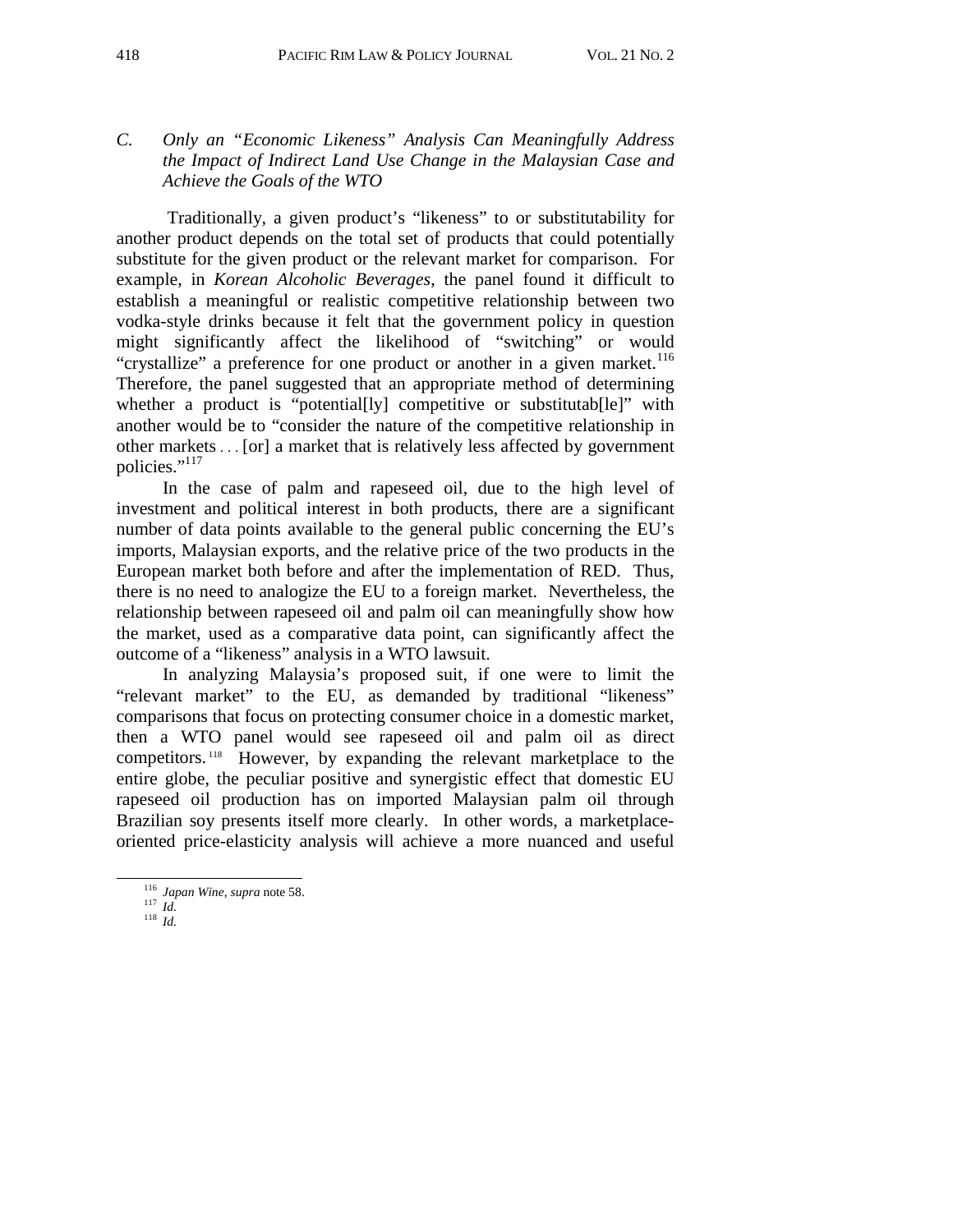### C. *Only an "Economic Likeness" Analysis Can Meaningfully Address the Impact of Indirect Land Use Change in the Malaysian Case and Achieve the Goals of the WTO*

Traditionally, a given product's "likeness" to or substitutability for another product depends on the total set of products that could potentially substitute for the given product or the relevant market for comparison. For example, in *Korean Alcoholic Beverages*, the panel found it difficult to establish a meaningful or realistic competitive relationship between two vodka-style drinks because it felt that the government policy in question might significantly affect the likelihood of "switching" or would "crystallize" a preference for one product or another in a given market.[116] Therefore, the panel suggested that an appropriate method of determining whether a product is "potential[ly] competitive or substitutab[le]" with another would be to "consider the nature of the competitive relationship in other markets . . . [or] a market that is relatively less affected by government policies."[117]

In the case of palm and rapeseed oil, due to the high level of investment and political interest in both products, there are a significant number of data points available to the general public concerning the EU's imports, Malaysian exports, and the relative price of the two products in the European market both before and after the implementation of RED. Thus, there is no need to analogize the EU to a foreign market. Nevertheless, the relationship between rapeseed oil and palm oil can meaningfully show how the market, used as a comparative data point, can significantly affect the outcome of a "likeness" analysis in a WTO lawsuit.

In analyzing Malaysia's proposed suit, if one were to limit the "relevant market" to the EU, as demanded by traditional "likeness" comparisons that focus on protecting consumer choice in a domestic market, then a WTO panel would see rapeseed oil and palm oil as direct competitors.[118] However, by expanding the relevant marketplace to the entire globe, the peculiar positive and synergistic effect that domestic EU rapeseed oil production has on imported Malaysian palm oil through Brazilian soy presents itself more clearly. In other words, a marketplace-oriented price-elasticity analysis will achieve a more nuanced and useful

---

[116] *Japan Wine*, *supra* note 58.

[117] *Id.*

[118] *Id.*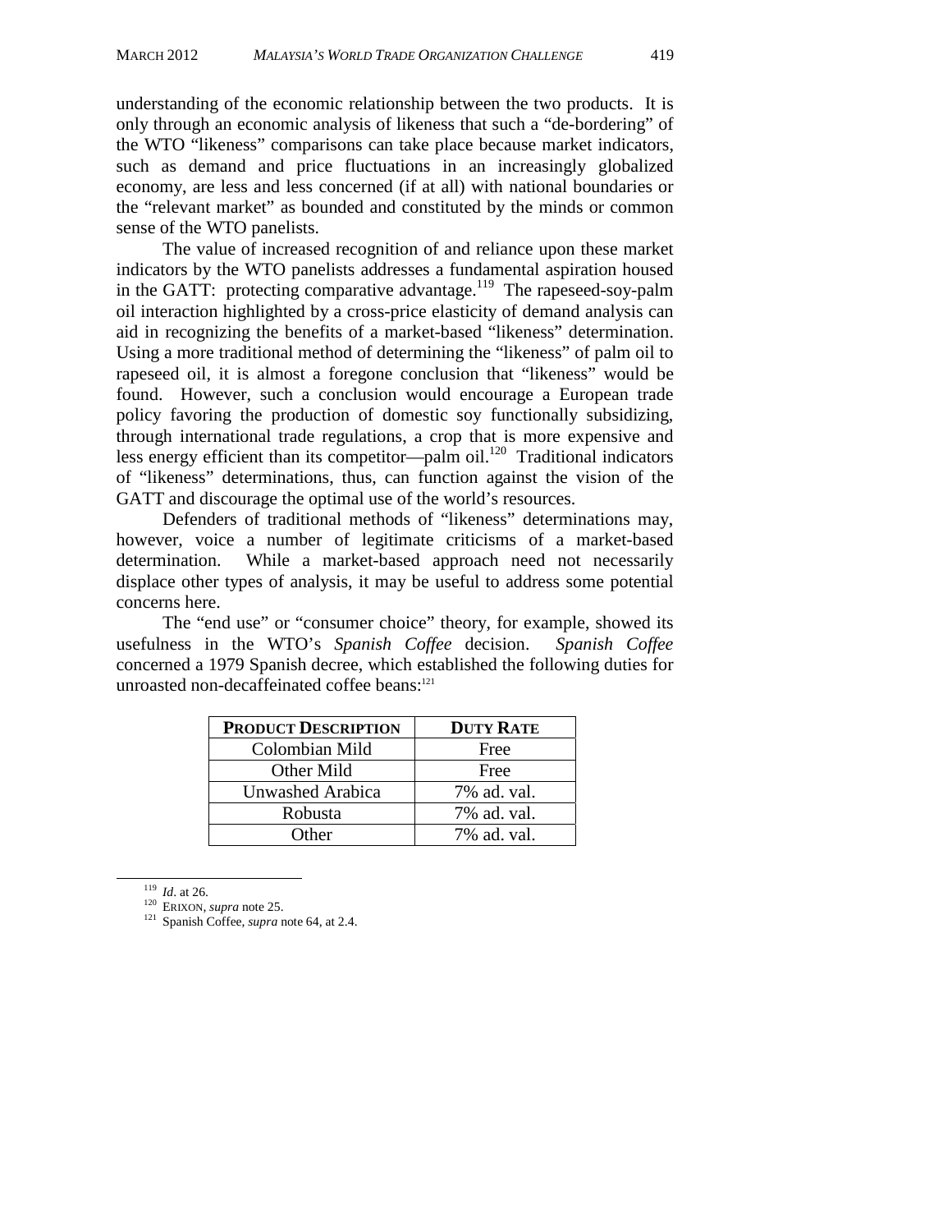understanding of the economic relationship between the two products. It is only through an economic analysis of likeness that such a "de-bordering" of the WTO "likeness" comparisons can take place because market indicators, such as demand and price fluctuations in an increasingly globalized economy, are less and less concerned (if at all) with national boundaries or the "relevant market" as bounded and constituted by the minds or common sense of the WTO panelists.

The value of increased recognition of and reliance upon these market indicators by the WTO panelists addresses a fundamental aspiration housed in the GATT: protecting comparative advantage.[119] The rapeseed-soy-palm oil interaction highlighted by a cross-price elasticity of demand analysis can aid in recognizing the benefits of a market-based "likeness" determination. Using a more traditional method of determining the "likeness" of palm oil to rapeseed oil, it is almost a foregone conclusion that "likeness" would be found. However, such a conclusion would encourage a European trade policy favoring the production of domestic soy functionally subsidizing, through international trade regulations, a crop that is more expensive and less energy efficient than its competitor—palm oil.[120] Traditional indicators of "likeness" determinations, thus, can function against the vision of the GATT and discourage the optimal use of the world's resources.

Defenders of traditional methods of "likeness" determinations may, however, voice a number of legitimate criticisms of a market-based determination. While a market-based approach need not necessarily displace other types of analysis, it may be useful to address some potential concerns here.

The "end use" or "consumer choice" theory, for example, showed its usefulness in the WTO's *Spanish Coffee* decision. *Spanish Coffee* concerned a 1979 Spanish decree, which established the following duties for unroasted non-decaffeinated coffee beans:[121]

| **PRODUCT DESCRIPTION** | **DUTY RATE** |
|---|---|
| Colombian Mild | Free |
| Other Mild | Free |
| Unwashed Arabica | 7% ad. val. |
| Robusta | 7% ad. val. |
| Other | 7% ad. val. |

---

[119] *Id*. at 26.

[120] ERIXON, *supra* note 25.

[121] Spanish Coffee, *supra* note 64, at 2.4.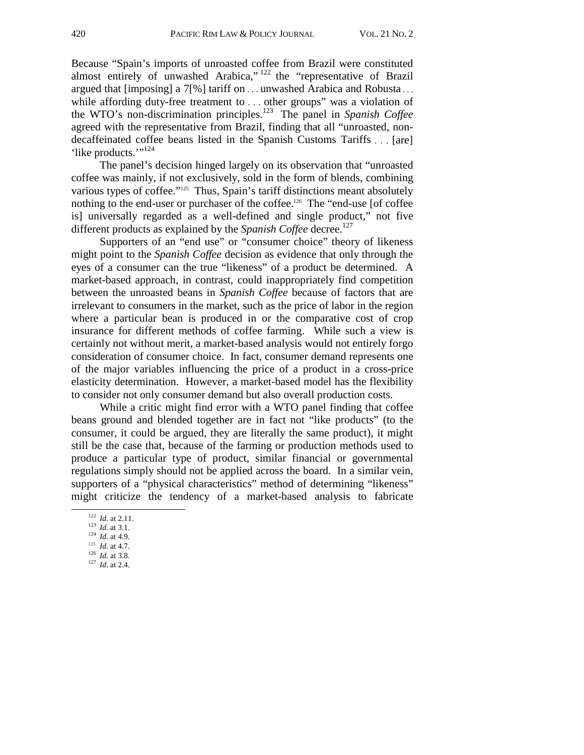Because "Spain's imports of unroasted coffee from Brazil were constituted almost entirely of unwashed Arabica,"[122] the "representative of Brazil argued that [imposing] a 7[%] tariff on . . . unwashed Arabica and Robusta . . . while affording duty-free treatment to . . . other groups" was a violation of the WTO's non-discrimination principles.[123] The panel in *Spanish Coffee* agreed with the representative from Brazil, finding that all "unroasted, non-decaffeinated coffee beans listed in the Spanish Customs Tariffs . . . [are] 'like products.'"[124]

The panel's decision hinged largely on its observation that "unroasted coffee was mainly, if not exclusively, sold in the form of blends, combining various types of coffee."[125] Thus, Spain's tariff distinctions meant absolutely nothing to the end-user or purchaser of the coffee.[126] The "end-use [of coffee is] universally regarded as a well-defined and single product," not five different products as explained by the *Spanish Coffee* decree.[127]

Supporters of an "end use" or "consumer choice" theory of likeness might point to the *Spanish Coffee* decision as evidence that only through the eyes of a consumer can the true "likeness" of a product be determined. A market-based approach, in contrast, could inappropriately find competition between the unroasted beans in *Spanish Coffee* because of factors that are irrelevant to consumers in the market, such as the price of labor in the region where a particular bean is produced in or the comparative cost of crop insurance for different methods of coffee farming. While such a view is certainly not without merit, a market-based analysis would not entirely forgo consideration of consumer choice. In fact, consumer demand represents one of the major variables influencing the price of a product in a cross-price elasticity determination. However, a market-based model has the flexibility to consider not only consumer demand but also overall production costs.

While a critic might find error with a WTO panel finding that coffee beans ground and blended together are in fact not "like products" (to the consumer, it could be argued, they are literally the same product), it might still be the case that, because of the farming or production methods used to produce a particular type of product, similar financial or governmental regulations simply should not be applied across the board. In a similar vein, supporters of a "physical characteristics" method of determining "likeness" might criticize the tendency of a market-based analysis to fabricate

---

[122] *Id.* at 2.11.
[123] *Id.* at 3.1.
[124] *Id.* at 4.9.
[125] *Id.* at 4.7.
[126] *Id.* at 3.8.
[127] *Id.* at 2.4.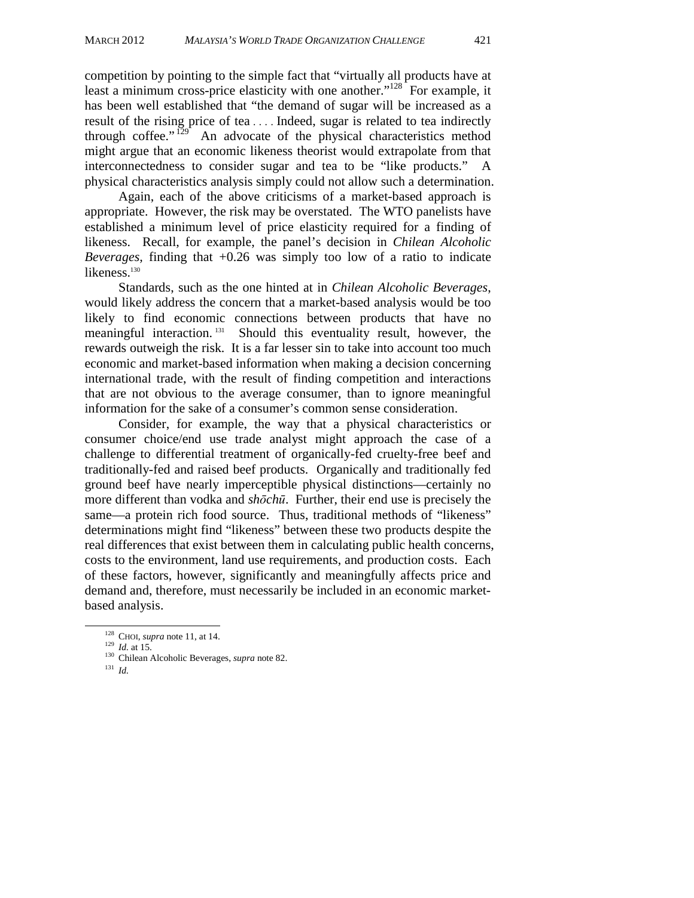competition by pointing to the simple fact that "virtually all products have at least a minimum cross-price elasticity with one another."[128] For example, it has been well established that "the demand of sugar will be increased as a result of the rising price of tea . . . . Indeed, sugar is related to tea indirectly through coffee."[129] An advocate of the physical characteristics method might argue that an economic likeness theorist would extrapolate from that interconnectedness to consider sugar and tea to be "like products." A physical characteristics analysis simply could not allow such a determination.

Again, each of the above criticisms of a market-based approach is appropriate. However, the risk may be overstated. The WTO panelists have established a minimum level of price elasticity required for a finding of likeness. Recall, for example, the panel's decision in *Chilean Alcoholic Beverages*, finding that +0.26 was simply too low of a ratio to indicate likeness.[130]

Standards, such as the one hinted at in *Chilean Alcoholic Beverages*, would likely address the concern that a market-based analysis would be too likely to find economic connections between products that have no meaningful interaction.[131] Should this eventuality result, however, the rewards outweigh the risk. It is a far lesser sin to take into account too much economic and market-based information when making a decision concerning international trade, with the result of finding competition and interactions that are not obvious to the average consumer, than to ignore meaningful information for the sake of a consumer's common sense consideration.

Consider, for example, the way that a physical characteristics or consumer choice/end use trade analyst might approach the case of a challenge to differential treatment of organically-fed cruelty-free beef and traditionally-fed and raised beef products. Organically and traditionally fed ground beef have nearly imperceptible physical distinctions—certainly no more different than vodka and *shōchū*. Further, their end use is precisely the same—a protein rich food source. Thus, traditional methods of "likeness" determinations might find "likeness" between these two products despite the real differences that exist between them in calculating public health concerns, costs to the environment, land use requirements, and production costs. Each of these factors, however, significantly and meaningfully affects price and demand and, therefore, must necessarily be included in an economic market-based analysis.

---

[128] CHOI, *supra* note 11, at 14.

[129] *Id.* at 15.

[130] Chilean Alcoholic Beverages, *supra* note 82.

[131] *Id.*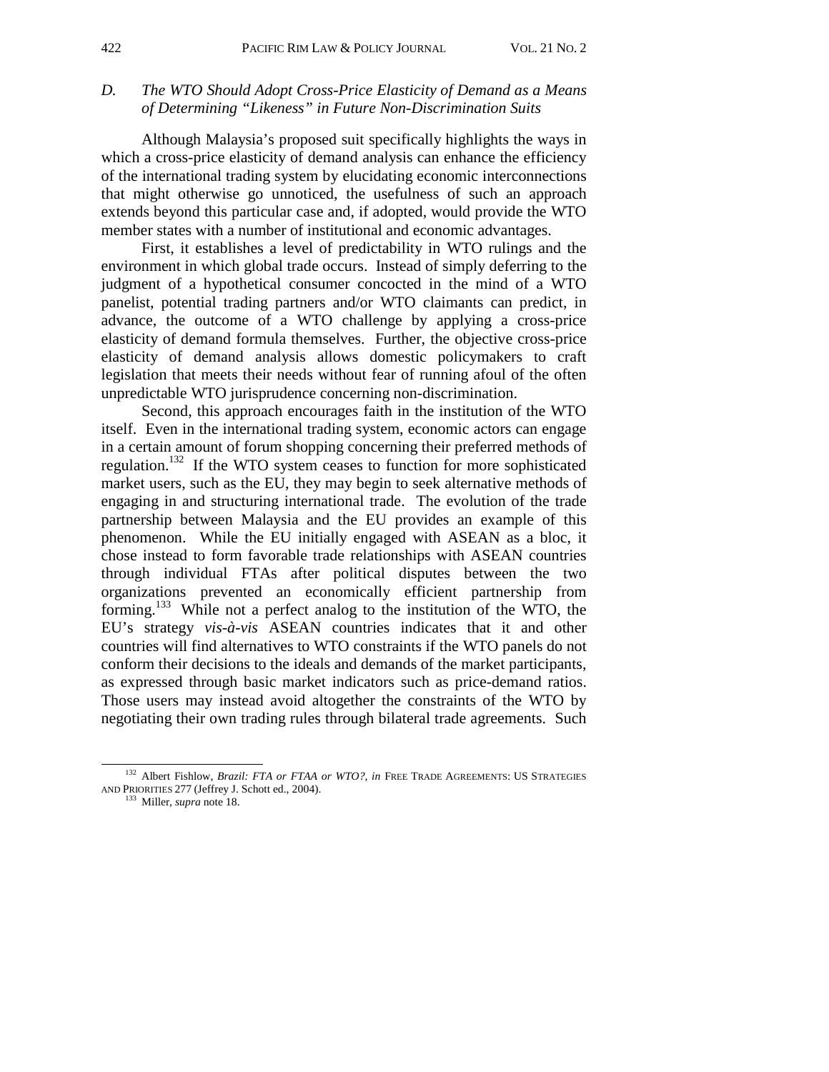### D. *The WTO Should Adopt Cross-Price Elasticity of Demand as a Means of Determining "Likeness" in Future Non-Discrimination Suits*

Although Malaysia's proposed suit specifically highlights the ways in which a cross-price elasticity of demand analysis can enhance the efficiency of the international trading system by elucidating economic interconnections that might otherwise go unnoticed, the usefulness of such an approach extends beyond this particular case and, if adopted, would provide the WTO member states with a number of institutional and economic advantages.

First, it establishes a level of predictability in WTO rulings and the environment in which global trade occurs. Instead of simply deferring to the judgment of a hypothetical consumer concocted in the mind of a WTO panelist, potential trading partners and/or WTO claimants can predict, in advance, the outcome of a WTO challenge by applying a cross-price elasticity of demand formula themselves. Further, the objective cross-price elasticity of demand analysis allows domestic policymakers to craft legislation that meets their needs without fear of running afoul of the often unpredictable WTO jurisprudence concerning non-discrimination.

Second, this approach encourages faith in the institution of the WTO itself. Even in the international trading system, economic actors can engage in a certain amount of forum shopping concerning their preferred methods of regulation.[132] If the WTO system ceases to function for more sophisticated market users, such as the EU, they may begin to seek alternative methods of engaging in and structuring international trade. The evolution of the trade partnership between Malaysia and the EU provides an example of this phenomenon. While the EU initially engaged with ASEAN as a bloc, it chose instead to form favorable trade relationships with ASEAN countries through individual FTAs after political disputes between the two organizations prevented an economically efficient partnership from forming.[133] While not a perfect analog to the institution of the WTO, the EU's strategy *vis-à-vis* ASEAN countries indicates that it and other countries will find alternatives to WTO constraints if the WTO panels do not conform their decisions to the ideals and demands of the market participants, as expressed through basic market indicators such as price-demand ratios. Those users may instead avoid altogether the constraints of the WTO by negotiating their own trading rules through bilateral trade agreements. Such

---

[132] Albert Fishlow, *Brazil: FTA or FTAA or WTO?*, *in* FREE TRADE AGREEMENTS: US STRATEGIES AND PRIORITIES 277 (Jeffrey J. Schott ed., 2004).

[133] Miller, *supra* note 18.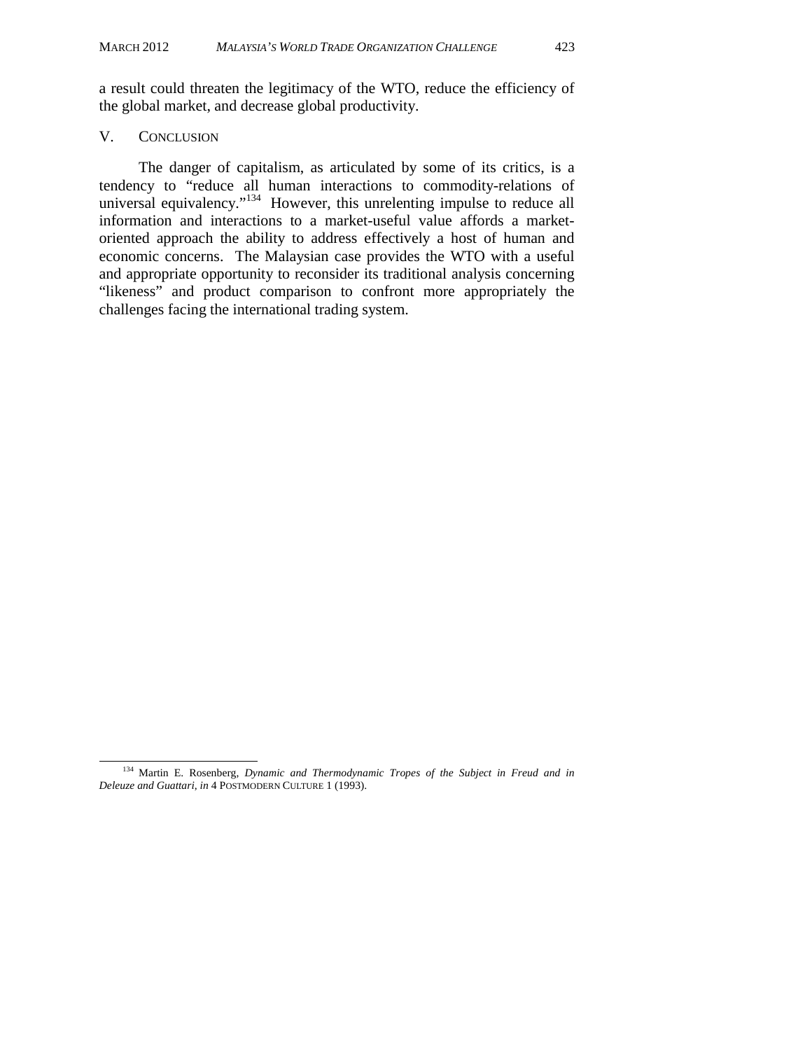a result could threaten the legitimacy of the WTO, reduce the efficiency of the global market, and decrease global productivity.

## V. CONCLUSION

The danger of capitalism, as articulated by some of its critics, is a tendency to "reduce all human interactions to commodity-relations of universal equivalency."[134] However, this unrelenting impulse to reduce all information and interactions to a market-useful value affords a market-oriented approach the ability to address effectively a host of human and economic concerns. The Malaysian case provides the WTO with a useful and appropriate opportunity to reconsider its traditional analysis concerning "likeness" and product comparison to confront more appropriately the challenges facing the international trading system.

---

[134] Martin E. Rosenberg, *Dynamic and Thermodynamic Tropes of the Subject in Freud and in Deleuze and Guattari*, *in* 4 POSTMODERN CULTURE 1 (1993).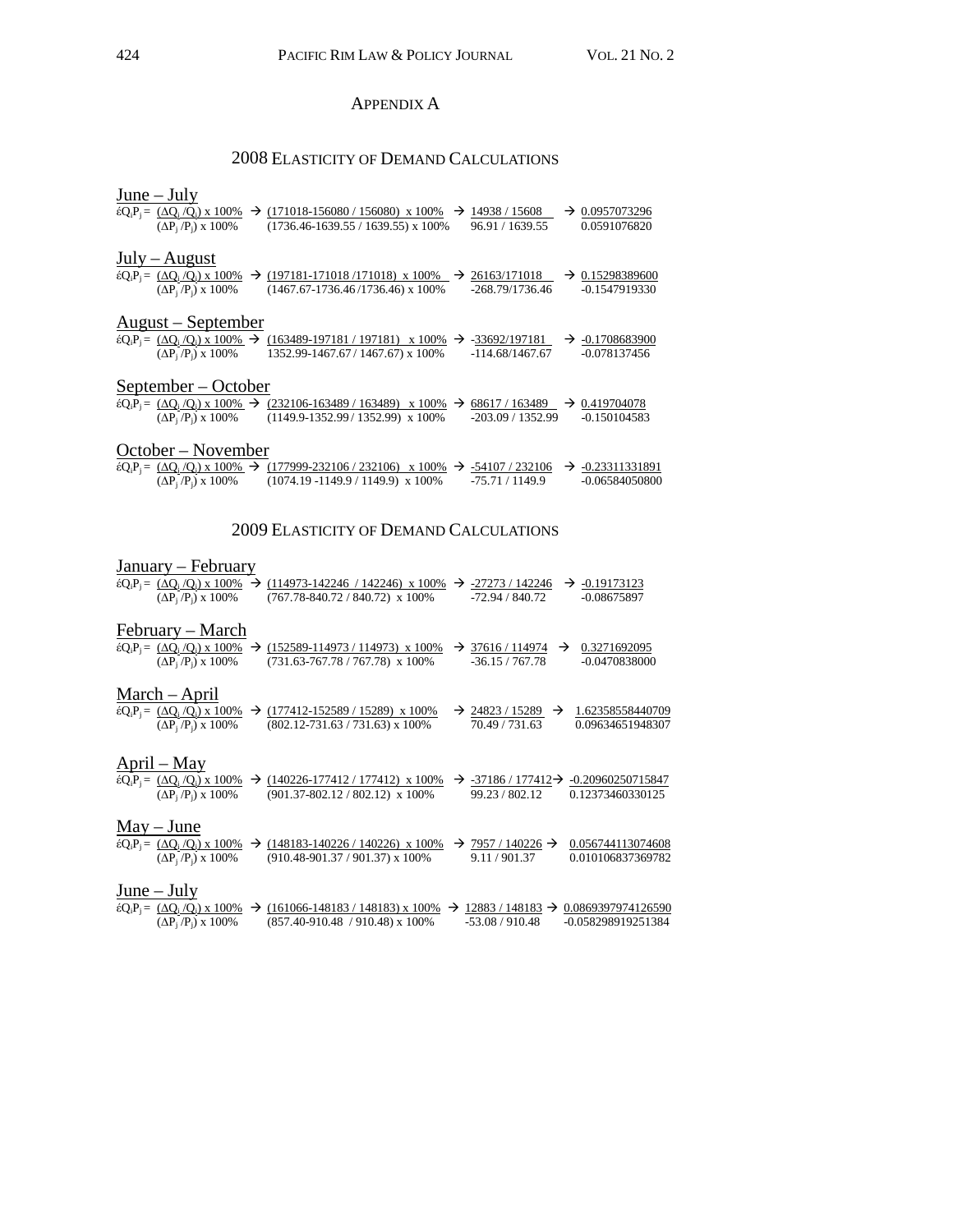# APPENDIX A

## 2008 ELASTICITY OF DEMAND CALCULATIONS

### June – July

$$\acute{\varepsilon}Q_iP_j = \frac{(\Delta Q_i / Q_i) \times 100\%}{(\Delta P_j / P_j) \times 100\%} \rightarrow \frac{(171018-156080 / 156080) \times 100\%}{(1736.46-1639.55 / 1639.55) \times 100\%} \rightarrow \frac{14938 / 15608}{96.91 / 1639.55} \rightarrow \frac{0.0957073296}{0.0591076820}$$

### July – August

$$\acute{\varepsilon}Q_iP_j = \frac{(\Delta Q_i / Q_i) \times 100\%}{(\Delta P_j / P_j) \times 100\%} \rightarrow \frac{(197181-171018 / 171018) \times 100\%}{(1467.67-1736.46 / 1736.46) \times 100\%} \rightarrow \frac{26163/171018}{-268.79/1736.46} \rightarrow \frac{0.15298389600}{-0.1547919330}$$

### August – September

$$\acute{\varepsilon}Q_iP_j = \frac{(\Delta Q_i / Q_i) \times 100\%}{(\Delta P_j / P_j) \times 100\%} \rightarrow \frac{(163489-197181 / 197181) \times 100\%}{1352.99-1467.67 / 1467.67) \times 100\%} \rightarrow \frac{-33692/197181}{-114.68/1467.67} \rightarrow \frac{-0.1708683900}{-0.078137456}$$

### September – October

$$\acute{\varepsilon}Q_iP_j = \frac{(\Delta Q_i / Q_i) \times 100\%}{(\Delta P_j / P_j) \times 100\%} \rightarrow \frac{(232106-163489 / 163489) \times 100\%}{(1149.9-1352.99 / 1352.99) \times 100\%} \rightarrow \frac{68617 / 163489}{-203.09 / 1352.99} \rightarrow \frac{0.419704078}{-0.150104583}$$

### October – November

$$\acute{\varepsilon}Q_iP_j = \frac{(\Delta Q_i / Q_i) \times 100\%}{(\Delta P_j / P_j) \times 100\%} \rightarrow \frac{(177999-232106 / 232106) \times 100\%}{(1074.19 -1149.9 / 1149.9) \times 100\%} \rightarrow \frac{-54107 / 232106}{-75.71 / 1149.9} \rightarrow \frac{-0.23311331891}{-0.06584050800}$$

## 2009 ELASTICITY OF DEMAND CALCULATIONS

### January – February

$$\acute{\varepsilon}Q_iP_j = \frac{(\Delta Q_i / Q_i) \times 100\%}{(\Delta P_j / P_j) \times 100\%} \rightarrow \frac{(114973-142246 / 142246) \times 100\%}{(767.78-840.72 / 840.72) \times 100\%} \rightarrow \frac{-27273 / 142246}{-72.94 / 840.72} \rightarrow \frac{-0.19173123}{-0.08675897}$$

### February – March

$$\acute{\varepsilon}Q_iP_j = \frac{(\Delta Q_i / Q_i) \times 100\%}{(\Delta P_j / P_j) \times 100\%} \rightarrow \frac{(152589-114973 / 114973) \times 100\%}{(731.63-767.78 / 767.78) \times 100\%} \rightarrow \frac{37616 / 114974}{-36.15 / 767.78} \rightarrow \frac{0.3271692095}{-0.0470838000}$$

### March – April

$$\acute{\varepsilon}Q_iP_j = \frac{(\Delta Q_i / Q_i) \times 100\%}{(\Delta P_j / P_j) \times 100\%} \rightarrow \frac{(177412-152589 / 15289) \times 100\%}{(802.12-731.63 / 731.63) \times 100\%} \rightarrow \frac{24823 / 15289}{70.49 / 731.63} \rightarrow \frac{1.62358558440709}{0.09634651948307}$$

### April – May

$$\acute{\varepsilon}Q_iP_j = \frac{(\Delta Q_i / Q_i) \times 100\%}{(\Delta P_j / P_j) \times 100\%} \rightarrow \frac{(140226-177412 / 177412) \times 100\%}{(901.37-802.12 / 802.12) \times 100\%} \rightarrow \frac{-37186 / 177412}{99.23 / 802.12} \rightarrow \frac{-0.20960250715847}{0.12373460330125}$$

### May – June

$$\acute{\varepsilon}Q_iP_j = \frac{(\Delta Q_i / Q_i) \times 100\%}{(\Delta P_j / P_j) \times 100\%} \rightarrow \frac{(148183-140226 / 140226) \times 100\%}{(910.48-901.37 / 901.37) \times 100\%} \rightarrow \frac{7957 / 140226}{9.11 / 901.37} \rightarrow \frac{0.056744113074608}{0.010106837369782}$$

### June – July

$$\acute{\varepsilon}Q_iP_j = \frac{(\Delta Q_i / Q_i) \times 100\%}{(\Delta P_j / P_j) \times 100\%} \rightarrow \frac{(161066-148183 / 148183) \times 100\%}{(857.40-910.48 / 910.48) \times 100\%} \rightarrow \frac{12883 / 148183}{-53.08 / 910.48} \rightarrow \frac{0.0869397974126590}{-0.058298919251384}$$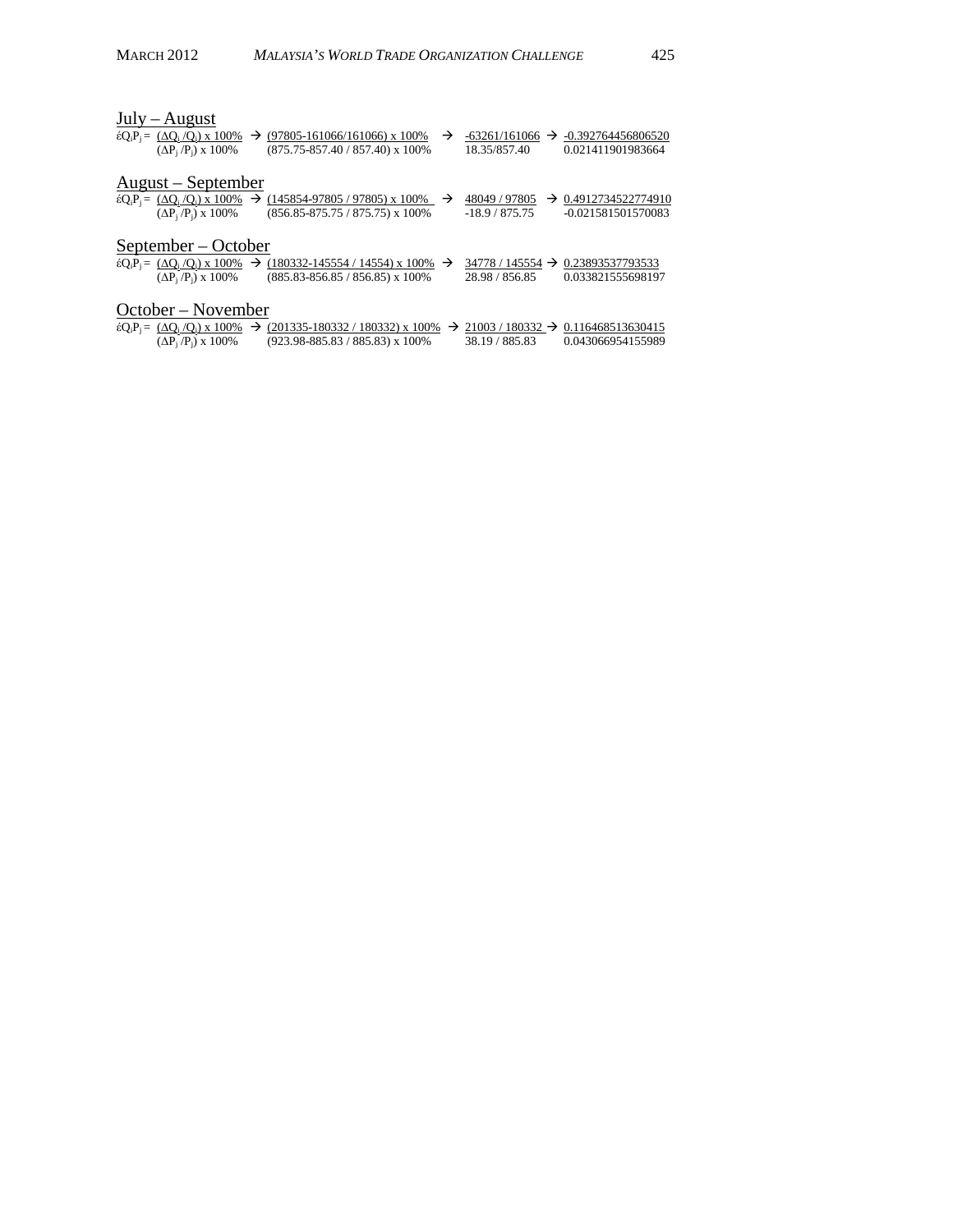<u>July – August</u>

$$\acute{\varepsilon}Q_iP_j = \frac{(\Delta Q_i / Q_i) \times 100\%}{(\Delta P_j / P_j) \times 100\%} \rightarrow \frac{(97805\text{-}161066/161066) \times 100\%}{(875.75\text{-}857.40 / 857.40) \times 100\%} \rightarrow \frac{-63261/161066}{18.35/857.40} \rightarrow \frac{-0.392764456806520}{0.021411901983664}$$

<u>August – September</u>

$$\acute{\varepsilon}Q_iP_j = \frac{(\Delta Q_i / Q_i) \times 100\%}{(\Delta P_j / P_j) \times 100\%} \rightarrow \frac{(145854\text{-}97805 / 97805) \times 100\%}{(856.85\text{-}875.75 / 875.75) \times 100\%} \rightarrow \frac{48049 / 97805}{-18.9 / 875.75} \rightarrow \frac{0.4912734522774910}{-0.021581501570083}$$

<u>September – October</u>

$$\acute{\varepsilon}Q_iP_j = \frac{(\Delta Q_i / Q_i) \times 100\%}{(\Delta P_j / P_j) \times 100\%} \rightarrow \frac{(180332\text{-}145554 / 14554) \times 100\%}{(885.83\text{-}856.85 / 856.85) \times 100\%} \rightarrow \frac{34778 / 145554}{28.98 / 856.85} \rightarrow \frac{0.23893537793533}{0.033821555698197}$$

<u>October – November</u>

$$\acute{\varepsilon}Q_iP_j = \frac{(\Delta Q_i / Q_i) \times 100\%}{(\Delta P_j / P_j) \times 100\%} \rightarrow \frac{(201335\text{-}180332 / 180332) \times 100\%}{(923.98\text{-}885.83 / 885.83) \times 100\%} \rightarrow \frac{21003 / 180332}{38.19 / 885.83} \rightarrow \frac{0.116468513630415}{0.043066954155989}$$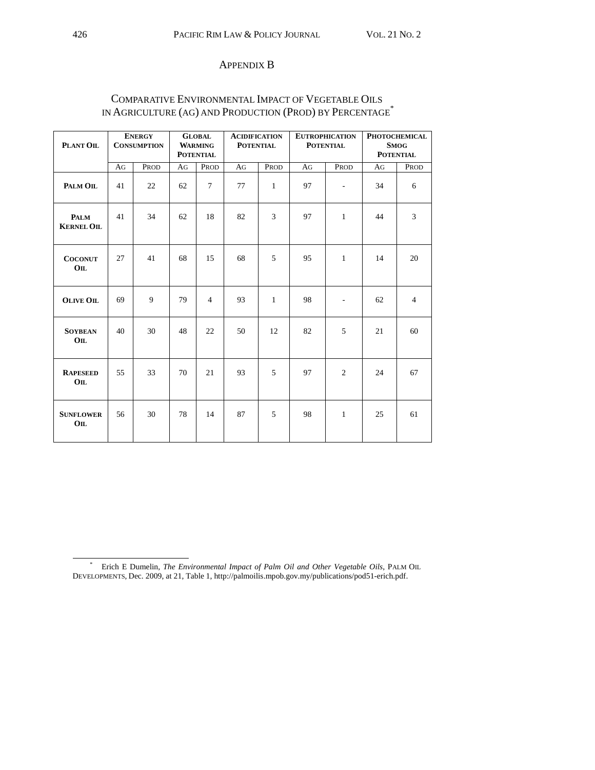## APPENDIX B

### COMPARATIVE ENVIRONMENTAL IMPACT OF VEGETABLE OILS IN AGRICULTURE (AG) AND PRODUCTION (PROD) BY PERCENTAGE*

| PLANT OIL | ENERGY CONSUMPTION | | GLOBAL WARMING POTENTIAL | | ACIDIFICATION POTENTIAL | | EUTROPHICATION POTENTIAL | | PHOTOCHEMICAL SMOG POTENTIAL | |
|---|---|---|---|---|---|---|---|---|---|---|
| | AG | PROD | AG | PROD | AG | PROD | AG | PROD | AG | PROD |
| **PALM OIL** | 41 | 22 | 62 | 7 | 77 | 1 | 97 | - | 34 | 6 |
| **PALM KERNEL OIL** | 41 | 34 | 62 | 18 | 82 | 3 | 97 | 1 | 44 | 3 |
| **COCONUT OIL** | 27 | 41 | 68 | 15 | 68 | 5 | 95 | 1 | 14 | 20 |
| **OLIVE OIL** | 69 | 9 | 79 | 4 | 93 | 1 | 98 | - | 62 | 4 |
| **SOYBEAN OIL** | 40 | 30 | 48 | 22 | 50 | 12 | 82 | 5 | 21 | 60 |
| **RAPESEED OIL** | 55 | 33 | 70 | 21 | 93 | 5 | 97 | 2 | 24 | 67 |
| **SUNFLOWER OIL** | 56 | 30 | 78 | 14 | 87 | 5 | 98 | 1 | 25 | 61 |

---

* Erich E Dumelin, *The Environmental Impact of Palm Oil and Other Vegetable Oils*, PALM OIL DEVELOPMENTS, Dec. 2009, at 21, Table 1, http://palmoilis.mpob.gov.my/publications/pod51-erich.pdf.